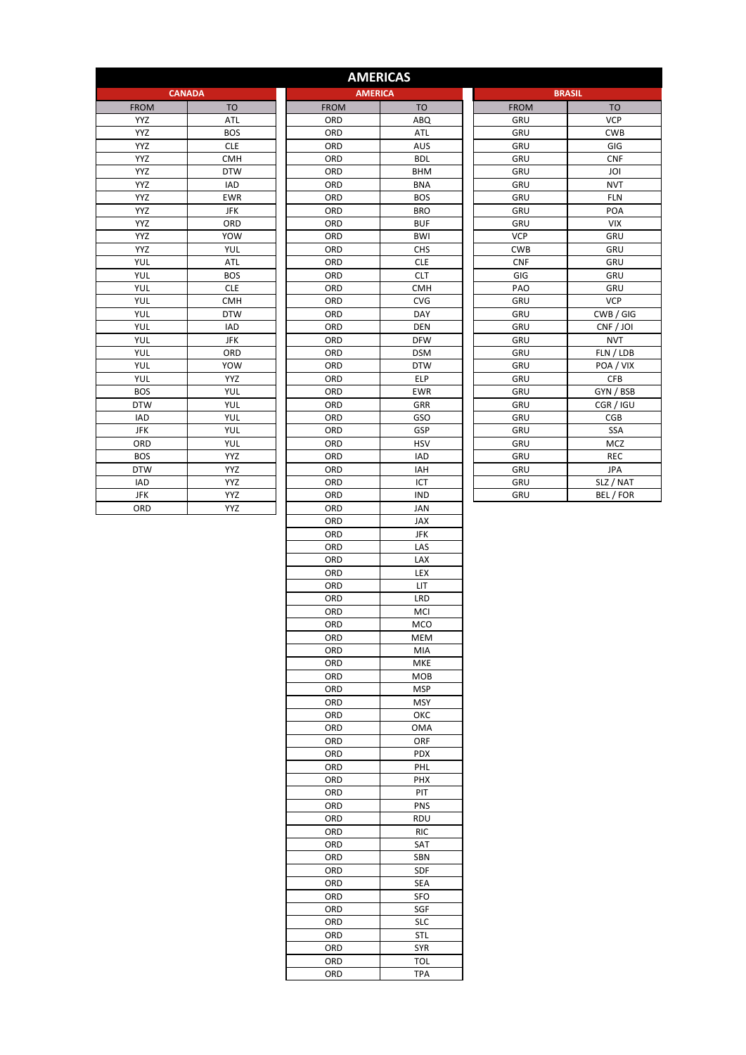# AMERICAS

## CANADA

| FROM | TO |
|---|---|
| YYZ | ATL |
| YYZ | BOS |
| YYZ | CLE |
| YYZ | CMH |
| YYZ | DTW |
| YYZ | IAD |
| YYZ | EWR |
| YYZ | JFK |
| YYZ | ORD |
| YYZ | YOW |
| YYZ | YUL |
| YUL | ATL |
| YUL | BOS |
| YUL | CLE |
| YUL | CMH |
| YUL | DTW |
| YUL | IAD |
| YUL | JFK |
| YUL | ORD |
| YUL | YOW |
| YUL | YYZ |
| BOS | YUL |
| DTW | YUL |
| IAD | YUL |
| JFK | YUL |
| ORD | YUL |
| BOS | YYZ |
| DTW | YYZ |
| IAD | YYZ |
| JFK | YYZ |
| ORD | YYZ |

## AMERICA

| FROM | TO |
|---|---|
| ORD | ABQ |
| ORD | ATL |
| ORD | AUS |
| ORD | BDL |
| ORD | BHM |
| ORD | BNA |
| ORD | BOS |
| ORD | BRO |
| ORD | BUF |
| ORD | BWI |
| ORD | CHS |
| ORD | CLE |
| ORD | CLT |
| ORD | CMH |
| ORD | CVG |
| ORD | DAY |
| ORD | DEN |
| ORD | DFW |
| ORD | DSM |
| ORD | DTW |
| ORD | ELP |
| ORD | EWR |
| ORD | GRR |
| ORD | GSO |
| ORD | GSP |
| ORD | HSV |
| ORD | IAD |
| ORD | IAH |
| ORD | ICT |
| ORD | IND |
| ORD | JAN |
| ORD | JAX |
| ORD | JFK |
| ORD | LAS |
| ORD | LAX |
| ORD | LEX |
| ORD | LIT |
| ORD | LRD |
| ORD | MCI |
| ORD | MCO |
| ORD | MEM |
| ORD | MIA |
| ORD | MKE |
| ORD | MOB |
| ORD | MSP |
| ORD | MSY |
| ORD | OKC |
| ORD | OMA |
| ORD | ORF |
| ORD | PDX |
| ORD | PHL |
| ORD | PHX |
| ORD | PIT |
| ORD | PNS |
| ORD | RDU |
| ORD | RIC |
| ORD | SAT |
| ORD | SBN |
| ORD | SDF |
| ORD | SEA |
| ORD | SFO |
| ORD | SGF |
| ORD | SLC |
| ORD | STL |
| ORD | SYR |
| ORD | TOL |
| ORD | TPA |

## BRASIL

| FROM | TO |
|---|---|
| GRU | VCP |
| GRU | CWB |
| GRU | GIG |
| GRU | CNF |
| GRU | JOI |
| GRU | NVT |
| GRU | FLN |
| GRU | POA |
| GRU | VIX |
| VCP | GRU |
| CWB | GRU |
| CNF | GRU |
| GIG | GRU |
| PAO | GRU |
| GRU | VCP |
| GRU | CWB / GIG |
| GRU | CNF / JOI |
| GRU | NVT |
| GRU | FLN / LDB |
| GRU | POA / VIX |
| GRU | CFB |
| GRU | GYN / BSB |
| GRU | CGR / IGU |
| GRU | CGB |
| GRU | SSA |
| GRU | MCZ |
| GRU | REC |
| GRU | JPA |
| GRU | SLZ / NAT |
| GRU | BEL / FOR |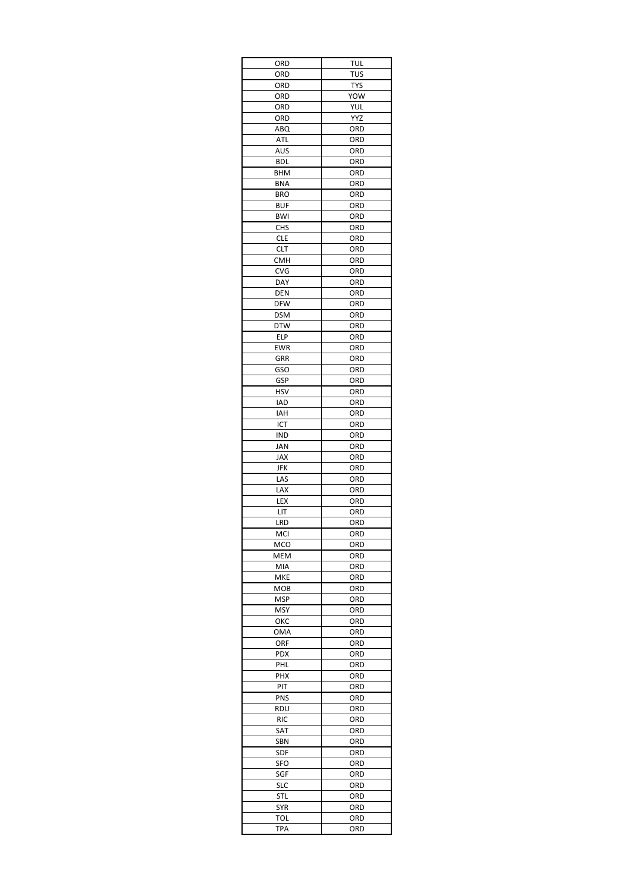| ORD | TUL |
|---|---|
| ORD | TUS |
| ORD | TYS |
| ORD | YOW |
| ORD | YUL |
| ORD | YYZ |
| ABQ | ORD |
| ATL | ORD |
| AUS | ORD |
| BDL | ORD |
| BHM | ORD |
| BNA | ORD |
| BRO | ORD |
| BUF | ORD |
| BWI | ORD |
| CHS | ORD |
| CLE | ORD |
| CLT | ORD |
| CMH | ORD |
| CVG | ORD |
| DAY | ORD |
| DEN | ORD |
| DFW | ORD |
| DSM | ORD |
| DTW | ORD |
| ELP | ORD |
| EWR | ORD |
| GRR | ORD |
| GSO | ORD |
| GSP | ORD |
| HSV | ORD |
| IAD | ORD |
| IAH | ORD |
| ICT | ORD |
| IND | ORD |
| JAN | ORD |
| JAX | ORD |
| JFK | ORD |
| LAS | ORD |
| LAX | ORD |
| LEX | ORD |
| LIT | ORD |
| LRD | ORD |
| MCI | ORD |
| MCO | ORD |
| MEM | ORD |
| MIA | ORD |
| MKE | ORD |
| MOB | ORD |
| MSP | ORD |
| MSY | ORD |
| OKC | ORD |
| OMA | ORD |
| ORF | ORD |
| PDX | ORD |
| PHL | ORD |
| PHX | ORD |
| PIT | ORD |
| PNS | ORD |
| RDU | ORD |
| RIC | ORD |
| SAT | ORD |
| SBN | ORD |
| SDF | ORD |
| SFO | ORD |
| SGF | ORD |
| SLC | ORD |
| STL | ORD |
| SYR | ORD |
| TOL | ORD |
| TPA | ORD |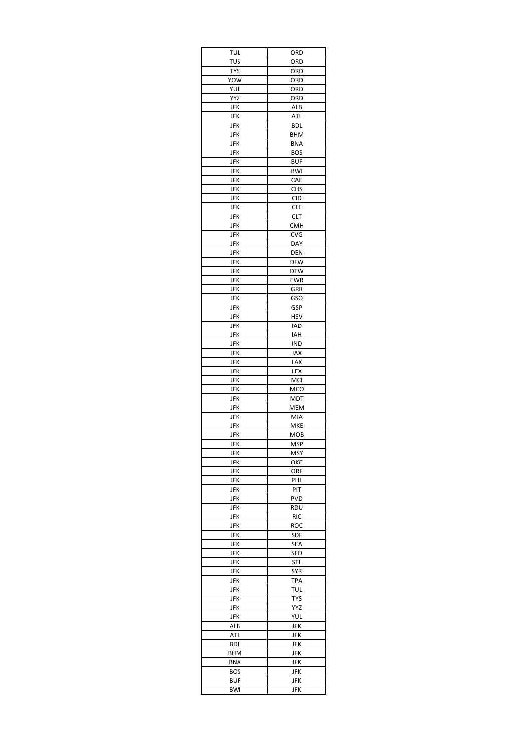| | |
|---|---|
| TUL | ORD |
| TUS | ORD |
| TYS | ORD |
| YOW | ORD |
| YUL | ORD |
| YYZ | ORD |
| JFK | ALB |
| JFK | ATL |
| JFK | BDL |
| JFK | BHM |
| JFK | BNA |
| JFK | BOS |
| JFK | BUF |
| JFK | BWI |
| JFK | CAE |
| JFK | CHS |
| JFK | CID |
| JFK | CLE |
| JFK | CLT |
| JFK | CMH |
| JFK | CVG |
| JFK | DAY |
| JFK | DEN |
| JFK | DFW |
| JFK | DTW |
| JFK | EWR |
| JFK | GRR |
| JFK | GSO |
| JFK | GSP |
| JFK | HSV |
| JFK | IAD |
| JFK | IAH |
| JFK | IND |
| JFK | JAX |
| JFK | LAX |
| JFK | LEX |
| JFK | MCI |
| JFK | MCO |
| JFK | MDT |
| JFK | MEM |
| JFK | MIA |
| JFK | MKE |
| JFK | MOB |
| JFK | MSP |
| JFK | MSY |
| JFK | OKC |
| JFK | ORF |
| JFK | PHL |
| JFK | PIT |
| JFK | PVD |
| JFK | RDU |
| JFK | RIC |
| JFK | ROC |
| JFK | SDF |
| JFK | SEA |
| JFK | SFO |
| JFK | STL |
| JFK | SYR |
| JFK | TPA |
| JFK | TUL |
| JFK | TYS |
| JFK | YYZ |
| JFK | YUL |
| ALB | JFK |
| ATL | JFK |
| BDL | JFK |
| BHM | JFK |
| BNA | JFK |
| BOS | JFK |
| BUF | JFK |
| BWI | JFK |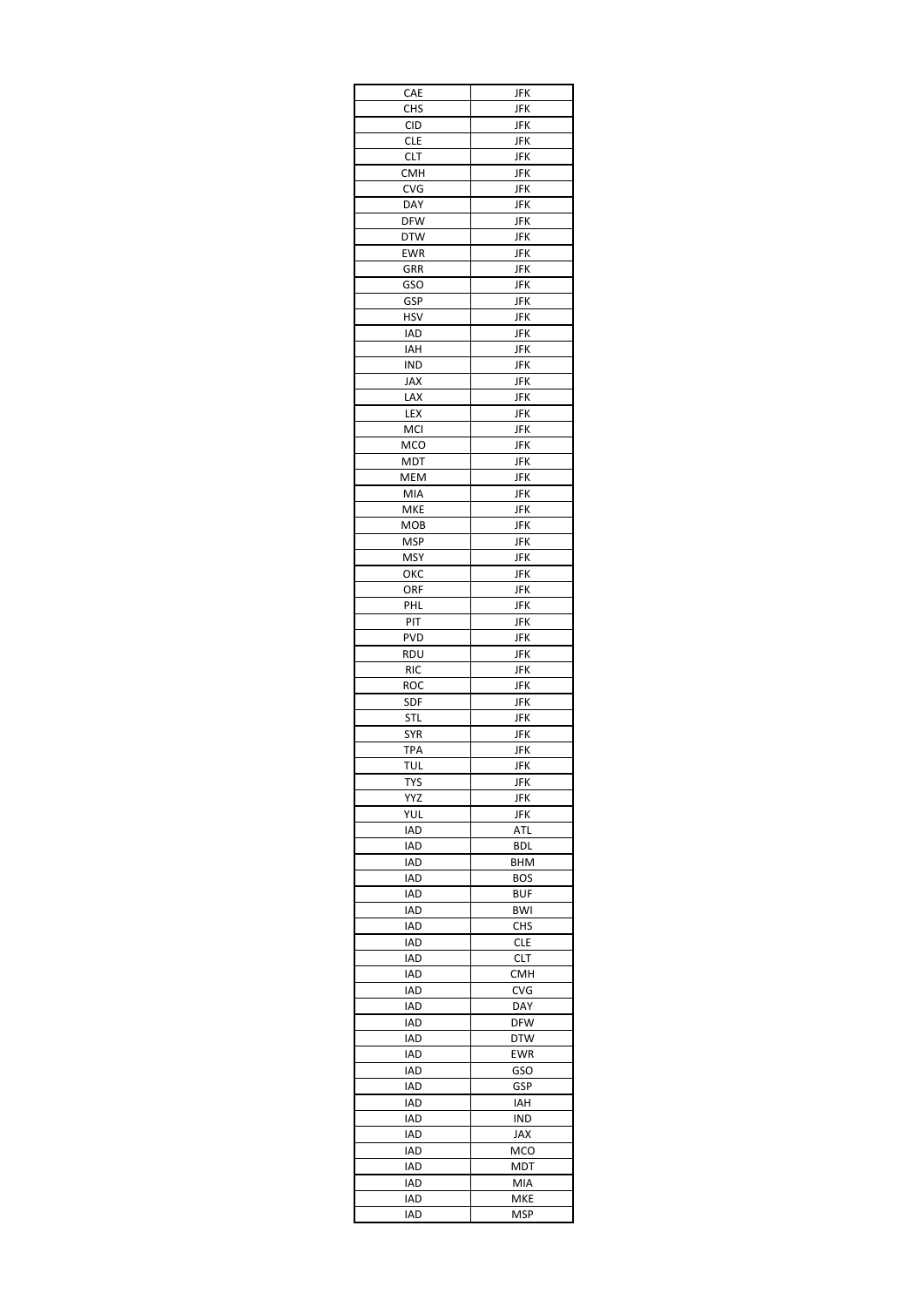| | |
|---|---|
| CAE | JFK |
| CHS | JFK |
| CID | JFK |
| CLE | JFK |
| CLT | JFK |
| CMH | JFK |
| CVG | JFK |
| DAY | JFK |
| DFW | JFK |
| DTW | JFK |
| EWR | JFK |
| GRR | JFK |
| GSO | JFK |
| GSP | JFK |
| HSV | JFK |
| IAD | JFK |
| IAH | JFK |
| IND | JFK |
| JAX | JFK |
| LAX | JFK |
| LEX | JFK |
| MCI | JFK |
| MCO | JFK |
| MDT | JFK |
| MEM | JFK |
| MIA | JFK |
| MKE | JFK |
| MOB | JFK |
| MSP | JFK |
| MSY | JFK |
| OKC | JFK |
| ORF | JFK |
| PHL | JFK |
| PIT | JFK |
| PVD | JFK |
| RDU | JFK |
| RIC | JFK |
| ROC | JFK |
| SDF | JFK |
| STL | JFK |
| SYR | JFK |
| TPA | JFK |
| TUL | JFK |
| TYS | JFK |
| YYZ | JFK |
| YUL | JFK |
| IAD | ATL |
| IAD | BDL |
| IAD | BHM |
| IAD | BOS |
| IAD | BUF |
| IAD | BWI |
| IAD | CHS |
| IAD | CLE |
| IAD | CLT |
| IAD | CMH |
| IAD | CVG |
| IAD | DAY |
| IAD | DFW |
| IAD | DTW |
| IAD | EWR |
| IAD | GSO |
| IAD | GSP |
| IAD | IAH |
| IAD | IND |
| IAD | JAX |
| IAD | MCO |
| IAD | MDT |
| IAD | MIA |
| IAD | MKE |
| IAD | MSP |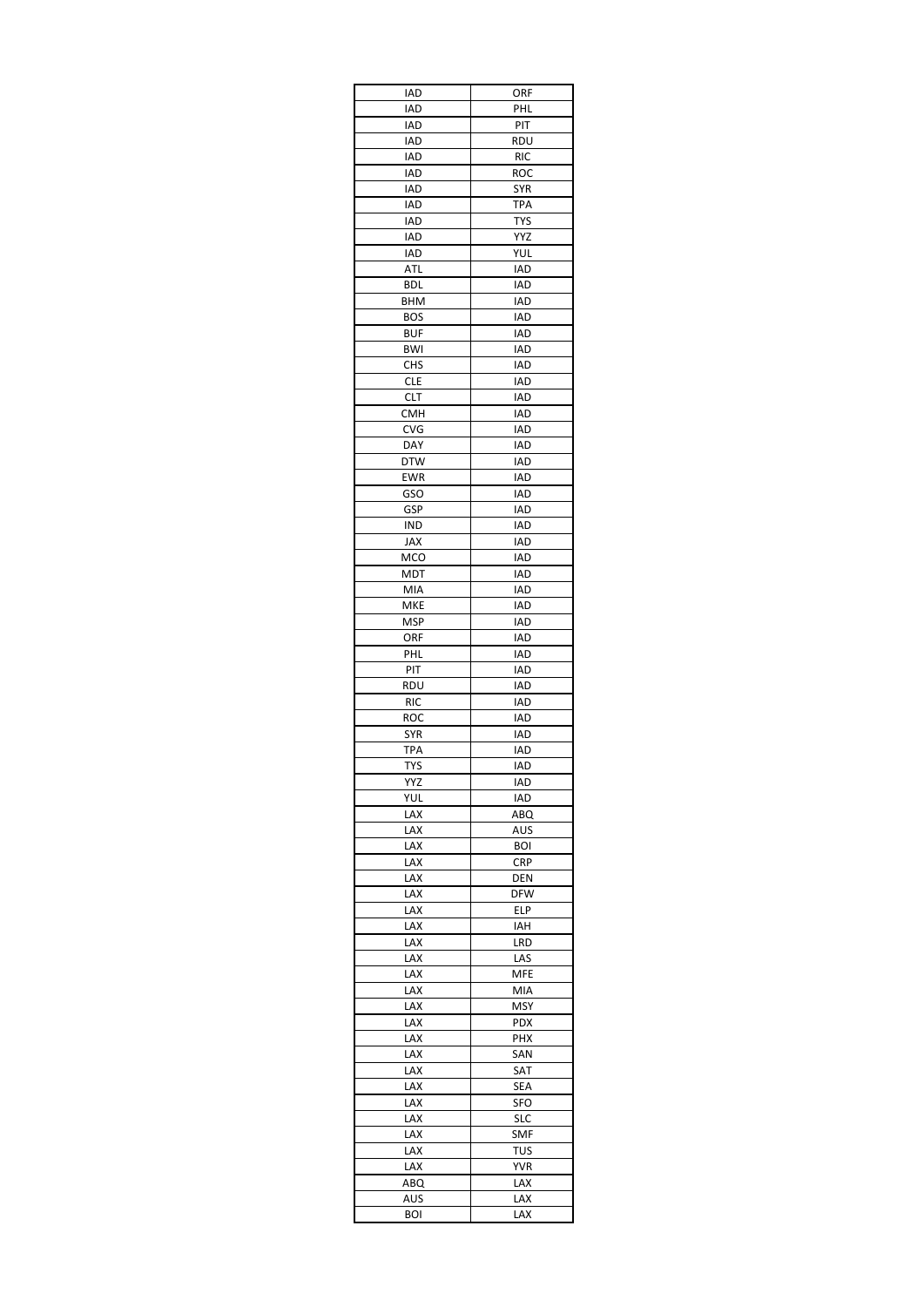| IAD | ORF |
|---|---|
| IAD | PHL |
| IAD | PIT |
| IAD | RDU |
| IAD | RIC |
| IAD | ROC |
| IAD | SYR |
| IAD | TPA |
| IAD | TYS |
| IAD | YYZ |
| IAD | YUL |
| ATL | IAD |
| BDL | IAD |
| BHM | IAD |
| BOS | IAD |
| BUF | IAD |
| BWI | IAD |
| CHS | IAD |
| CLE | IAD |
| CLT | IAD |
| CMH | IAD |
| CVG | IAD |
| DAY | IAD |
| DTW | IAD |
| EWR | IAD |
| GSO | IAD |
| GSP | IAD |
| IND | IAD |
| JAX | IAD |
| MCO | IAD |
| MDT | IAD |
| MIA | IAD |
| MKE | IAD |
| MSP | IAD |
| ORF | IAD |
| PHL | IAD |
| PIT | IAD |
| RDU | IAD |
| RIC | IAD |
| ROC | IAD |
| SYR | IAD |
| TPA | IAD |
| TYS | IAD |
| YYZ | IAD |
| YUL | IAD |
| LAX | ABQ |
| LAX | AUS |
| LAX | BOI |
| LAX | CRP |
| LAX | DEN |
| LAX | DFW |
| LAX | ELP |
| LAX | IAH |
| LAX | LRD |
| LAX | LAS |
| LAX | MFE |
| LAX | MIA |
| LAX | MSY |
| LAX | PDX |
| LAX | PHX |
| LAX | SAN |
| LAX | SAT |
| LAX | SEA |
| LAX | SFO |
| LAX | SLC |
| LAX | SMF |
| LAX | TUS |
| LAX | YVR |
| ABQ | LAX |
| AUS | LAX |
| BOI | LAX |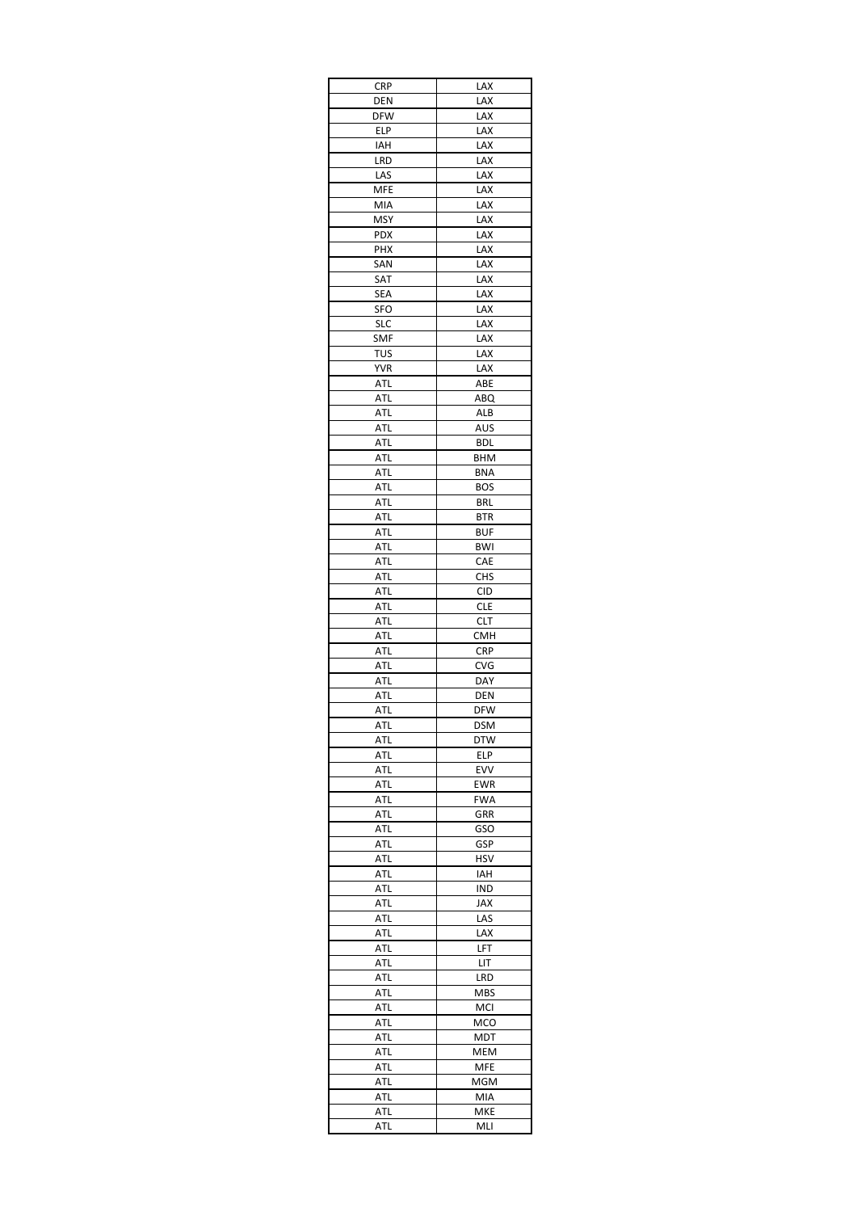| CRP | LAX |
|---|---|
| DEN | LAX |
| DFW | LAX |
| ELP | LAX |
| IAH | LAX |
| LRD | LAX |
| LAS | LAX |
| MFE | LAX |
| MIA | LAX |
| MSY | LAX |
| PDX | LAX |
| PHX | LAX |
| SAN | LAX |
| SAT | LAX |
| SEA | LAX |
| SFO | LAX |
| SLC | LAX |
| SMF | LAX |
| TUS | LAX |
| YVR | LAX |
| ATL | ABE |
| ATL | ABQ |
| ATL | ALB |
| ATL | AUS |
| ATL | BDL |
| ATL | BHM |
| ATL | BNA |
| ATL | BOS |
| ATL | BRL |
| ATL | BTR |
| ATL | BUF |
| ATL | BWI |
| ATL | CAE |
| ATL | CHS |
| ATL | CID |
| ATL | CLE |
| ATL | CLT |
| ATL | CMH |
| ATL | CRP |
| ATL | CVG |
| ATL | DAY |
| ATL | DEN |
| ATL | DFW |
| ATL | DSM |
| ATL | DTW |
| ATL | ELP |
| ATL | EVV |
| ATL | EWR |
| ATL | FWA |
| ATL | GRR |
| ATL | GSO |
| ATL | GSP |
| ATL | HSV |
| ATL | IAH |
| ATL | IND |
| ATL | JAX |
| ATL | LAS |
| ATL | LAX |
| ATL | LFT |
| ATL | LIT |
| ATL | LRD |
| ATL | MBS |
| ATL | MCI |
| ATL | MCO |
| ATL | MDT |
| ATL | MEM |
| ATL | MFE |
| ATL | MGM |
| ATL | MIA |
| ATL | MKE |
| ATL | MLI |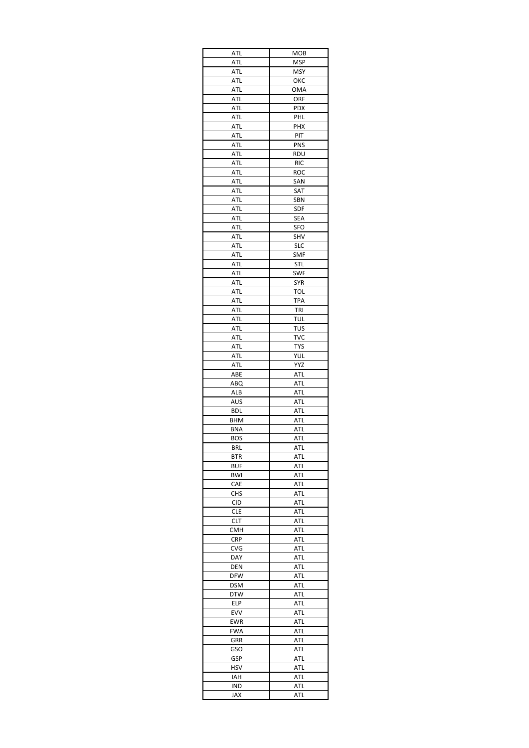| ATL | MOB |
|---|---|
| ATL | MSP |
| ATL | MSY |
| ATL | OKC |
| ATL | OMA |
| ATL | ORF |
| ATL | PDX |
| ATL | PHL |
| ATL | PHX |
| ATL | PIT |
| ATL | PNS |
| ATL | RDU |
| ATL | RIC |
| ATL | ROC |
| ATL | SAN |
| ATL | SAT |
| ATL | SBN |
| ATL | SDF |
| ATL | SEA |
| ATL | SFO |
| ATL | SHV |
| ATL | SLC |
| ATL | SMF |
| ATL | STL |
| ATL | SWF |
| ATL | SYR |
| ATL | TOL |
| ATL | TPA |
| ATL | TRI |
| ATL | TUL |
| ATL | TUS |
| ATL | TVC |
| ATL | TYS |
| ATL | YUL |
| ATL | YYZ |
| ABE | ATL |
| ABQ | ATL |
| ALB | ATL |
| AUS | ATL |
| BDL | ATL |
| BHM | ATL |
| BNA | ATL |
| BOS | ATL |
| BRL | ATL |
| BTR | ATL |
| BUF | ATL |
| BWI | ATL |
| CAE | ATL |
| CHS | ATL |
| CID | ATL |
| CLE | ATL |
| CLT | ATL |
| CMH | ATL |
| CRP | ATL |
| CVG | ATL |
| DAY | ATL |
| DEN | ATL |
| DFW | ATL |
| DSM | ATL |
| DTW | ATL |
| ELP | ATL |
| EVV | ATL |
| EWR | ATL |
| FWA | ATL |
| GRR | ATL |
| GSO | ATL |
| GSP | ATL |
| HSV | ATL |
| IAH | ATL |
| IND | ATL |
| JAX | ATL |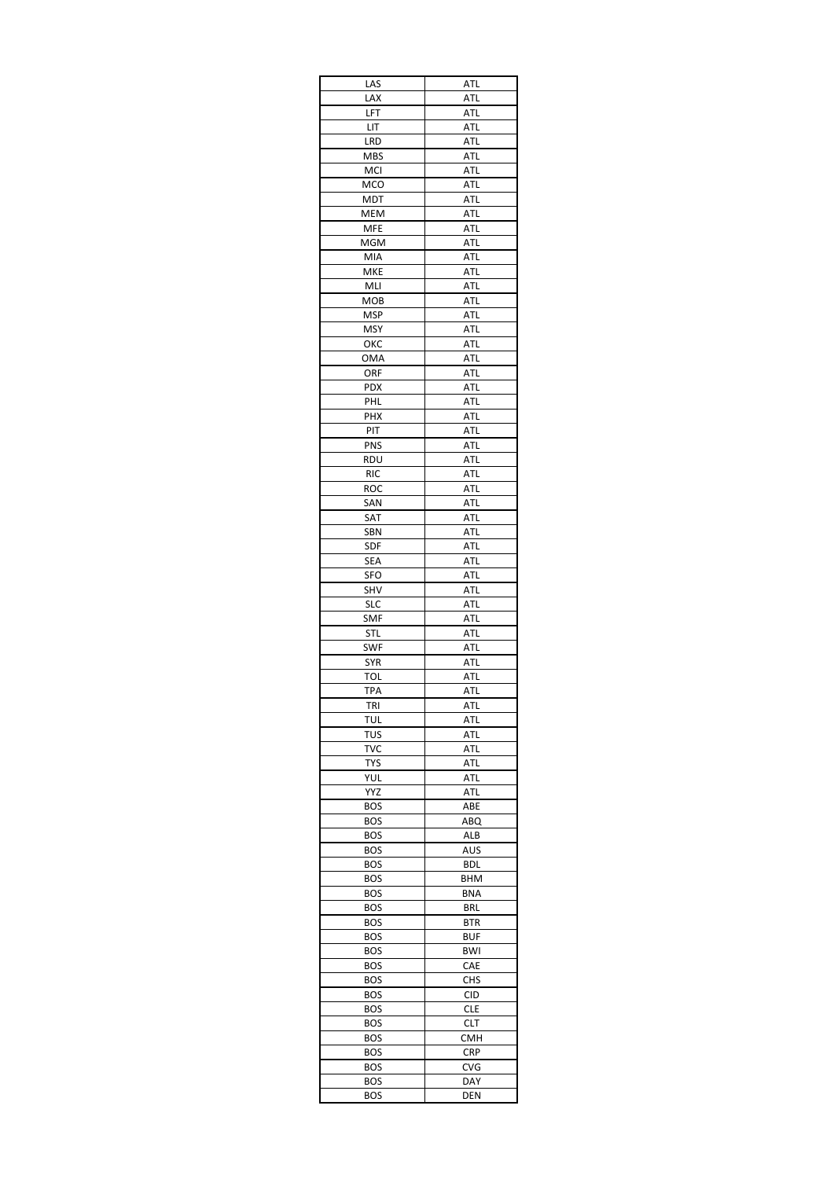| LAS | ATL |
|---|---|
| LAX | ATL |
| LFT | ATL |
| LIT | ATL |
| LRD | ATL |
| MBS | ATL |
| MCI | ATL |
| MCO | ATL |
| MDT | ATL |
| MEM | ATL |
| MFE | ATL |
| MGM | ATL |
| MIA | ATL |
| MKE | ATL |
| MLI | ATL |
| MOB | ATL |
| MSP | ATL |
| MSY | ATL |
| OKC | ATL |
| OMA | ATL |
| ORF | ATL |
| PDX | ATL |
| PHL | ATL |
| PHX | ATL |
| PIT | ATL |
| PNS | ATL |
| RDU | ATL |
| RIC | ATL |
| ROC | ATL |
| SAN | ATL |
| SAT | ATL |
| SBN | ATL |
| SDF | ATL |
| SEA | ATL |
| SFO | ATL |
| SHV | ATL |
| SLC | ATL |
| SMF | ATL |
| STL | ATL |
| SWF | ATL |
| SYR | ATL |
| TOL | ATL |
| TPA | ATL |
| TRI | ATL |
| TUL | ATL |
| TUS | ATL |
| TVC | ATL |
| TYS | ATL |
| YUL | ATL |
| YYZ | ATL |
| BOS | ABE |
| BOS | ABQ |
| BOS | ALB |
| BOS | AUS |
| BOS | BDL |
| BOS | BHM |
| BOS | BNA |
| BOS | BRL |
| BOS | BTR |
| BOS | BUF |
| BOS | BWI |
| BOS | CAE |
| BOS | CHS |
| BOS | CID |
| BOS | CLE |
| BOS | CLT |
| BOS | CMH |
| BOS | CRP |
| BOS | CVG |
| BOS | DAY |
| BOS | DEN |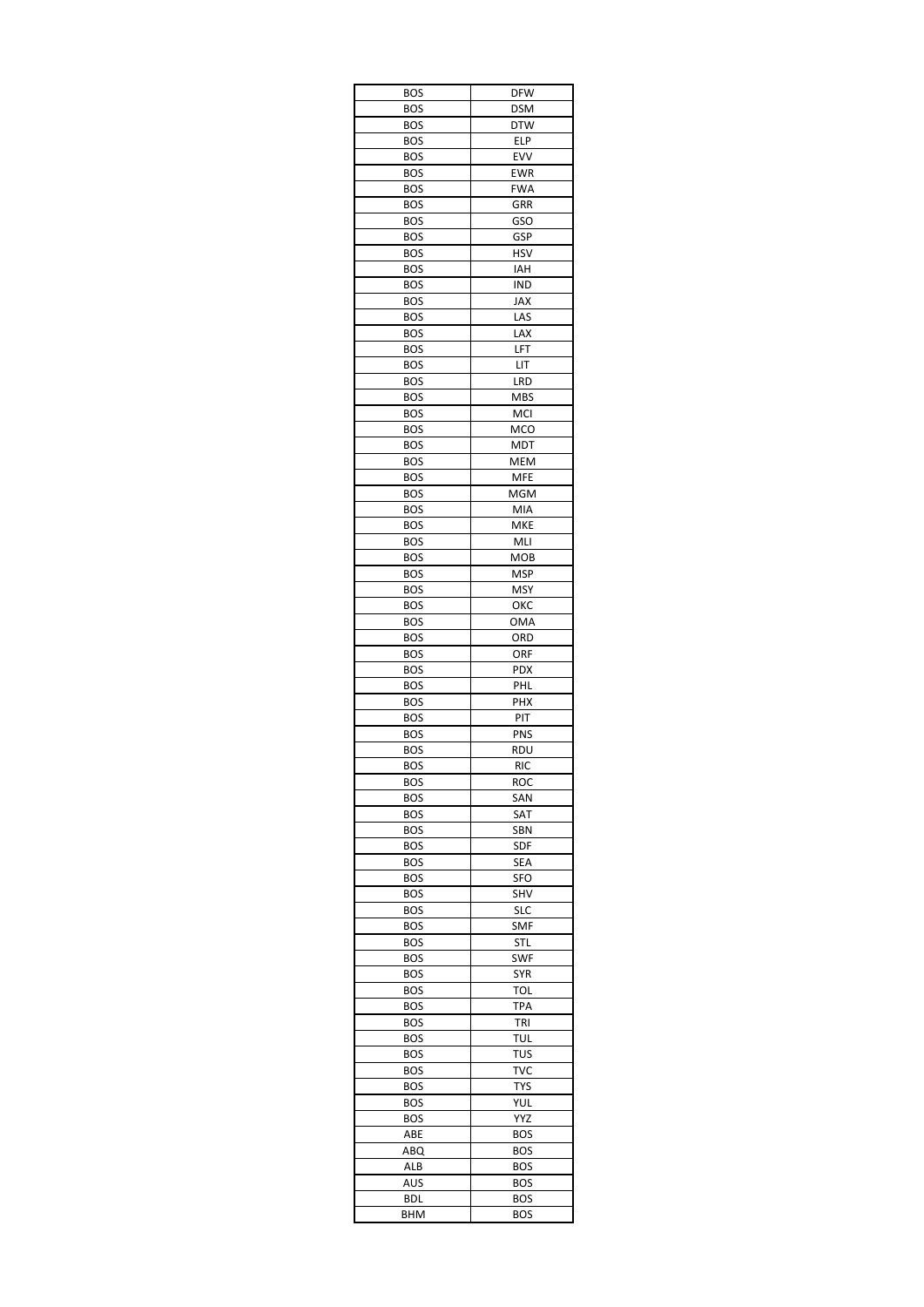| BOS | DFW |
|---|---|
| BOS | DSM |
| BOS | DTW |
| BOS | ELP |
| BOS | EVV |
| BOS | EWR |
| BOS | FWA |
| BOS | GRR |
| BOS | GSO |
| BOS | GSP |
| BOS | HSV |
| BOS | IAH |
| BOS | IND |
| BOS | JAX |
| BOS | LAS |
| BOS | LAX |
| BOS | LFT |
| BOS | LIT |
| BOS | LRD |
| BOS | MBS |
| BOS | MCI |
| BOS | MCO |
| BOS | MDT |
| BOS | MEM |
| BOS | MFE |
| BOS | MGM |
| BOS | MIA |
| BOS | MKE |
| BOS | MLI |
| BOS | MOB |
| BOS | MSP |
| BOS | MSY |
| BOS | OKC |
| BOS | OMA |
| BOS | ORD |
| BOS | ORF |
| BOS | PDX |
| BOS | PHL |
| BOS | PHX |
| BOS | PIT |
| BOS | PNS |
| BOS | RDU |
| BOS | RIC |
| BOS | ROC |
| BOS | SAN |
| BOS | SAT |
| BOS | SBN |
| BOS | SDF |
| BOS | SEA |
| BOS | SFO |
| BOS | SHV |
| BOS | SLC |
| BOS | SMF |
| BOS | STL |
| BOS | SWF |
| BOS | SYR |
| BOS | TOL |
| BOS | TPA |
| BOS | TRI |
| BOS | TUL |
| BOS | TUS |
| BOS | TVC |
| BOS | TYS |
| BOS | YUL |
| BOS | YYZ |
| ABE | BOS |
| ABQ | BOS |
| ALB | BOS |
| AUS | BOS |
| BDL | BOS |
| BHM | BOS |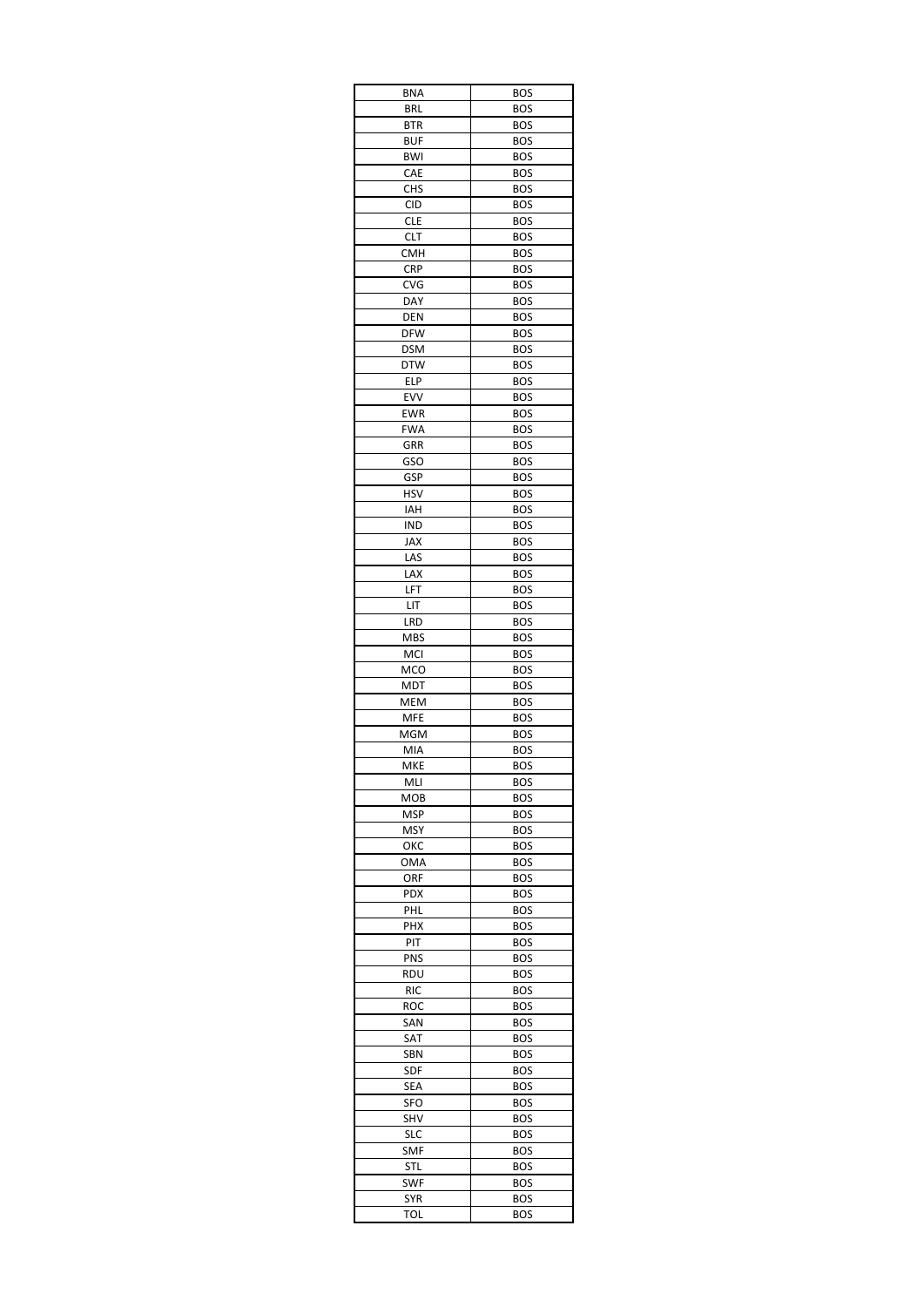| BNA | BOS |
| --- | --- |
| BRL | BOS |
| BTR | BOS |
| BUF | BOS |
| BWI | BOS |
| CAE | BOS |
| CHS | BOS |
| CID | BOS |
| CLE | BOS |
| CLT | BOS |
| CMH | BOS |
| CRP | BOS |
| CVG | BOS |
| DAY | BOS |
| DEN | BOS |
| DFW | BOS |
| DSM | BOS |
| DTW | BOS |
| ELP | BOS |
| EVV | BOS |
| EWR | BOS |
| FWA | BOS |
| GRR | BOS |
| GSO | BOS |
| GSP | BOS |
| HSV | BOS |
| IAH | BOS |
| IND | BOS |
| JAX | BOS |
| LAS | BOS |
| LAX | BOS |
| LFT | BOS |
| LIT | BOS |
| LRD | BOS |
| MBS | BOS |
| MCI | BOS |
| MCO | BOS |
| MDT | BOS |
| MEM | BOS |
| MFE | BOS |
| MGM | BOS |
| MIA | BOS |
| MKE | BOS |
| MLI | BOS |
| MOB | BOS |
| MSP | BOS |
| MSY | BOS |
| OKC | BOS |
| OMA | BOS |
| ORF | BOS |
| PDX | BOS |
| PHL | BOS |
| PHX | BOS |
| PIT | BOS |
| PNS | BOS |
| RDU | BOS |
| RIC | BOS |
| ROC | BOS |
| SAN | BOS |
| SAT | BOS |
| SBN | BOS |
| SDF | BOS |
| SEA | BOS |
| SFO | BOS |
| SHV | BOS |
| SLC | BOS |
| SMF | BOS |
| STL | BOS |
| SWF | BOS |
| SYR | BOS |
| TOL | BOS |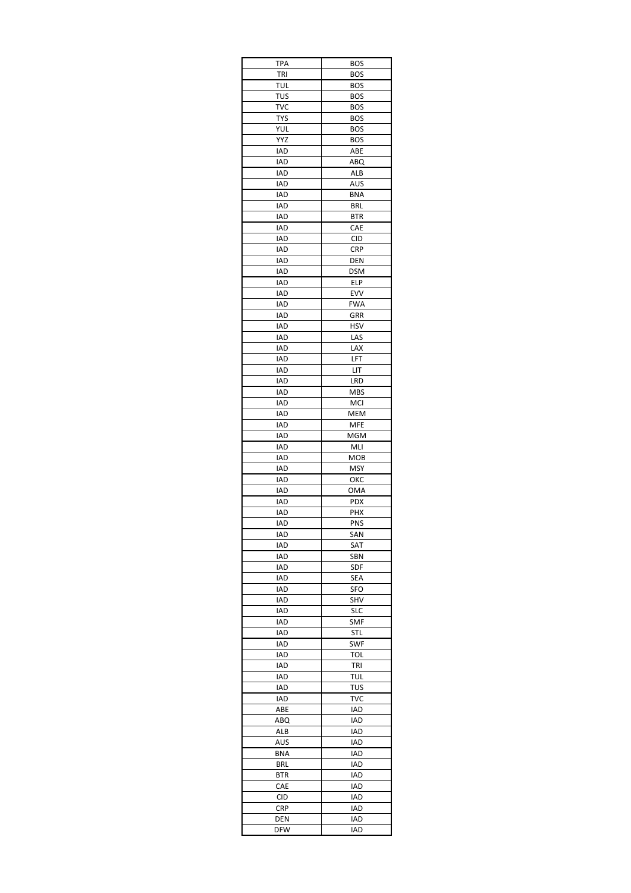| TPA | BOS |
|---|---|
| TRI | BOS |
| TUL | BOS |
| TUS | BOS |
| TVC | BOS |
| TYS | BOS |
| YUL | BOS |
| YYZ | BOS |
| IAD | ABE |
| IAD | ABQ |
| IAD | ALB |
| IAD | AUS |
| IAD | BNA |
| IAD | BRL |
| IAD | BTR |
| IAD | CAE |
| IAD | CID |
| IAD | CRP |
| IAD | DEN |
| IAD | DSM |
| IAD | ELP |
| IAD | EVV |
| IAD | FWA |
| IAD | GRR |
| IAD | HSV |
| IAD | LAS |
| IAD | LAX |
| IAD | LFT |
| IAD | LIT |
| IAD | LRD |
| IAD | MBS |
| IAD | MCI |
| IAD | MEM |
| IAD | MFE |
| IAD | MGM |
| IAD | MLI |
| IAD | MOB |
| IAD | MSY |
| IAD | OKC |
| IAD | OMA |
| IAD | PDX |
| IAD | PHX |
| IAD | PNS |
| IAD | SAN |
| IAD | SAT |
| IAD | SBN |
| IAD | SDF |
| IAD | SEA |
| IAD | SFO |
| IAD | SHV |
| IAD | SLC |
| IAD | SMF |
| IAD | STL |
| IAD | SWF |
| IAD | TOL |
| IAD | TRI |
| IAD | TUL |
| IAD | TUS |
| IAD | TVC |
| ABE | IAD |
| ABQ | IAD |
| ALB | IAD |
| AUS | IAD |
| BNA | IAD |
| BRL | IAD |
| BTR | IAD |
| CAE | IAD |
| CID | IAD |
| CRP | IAD |
| DEN | IAD |
| DFW | IAD |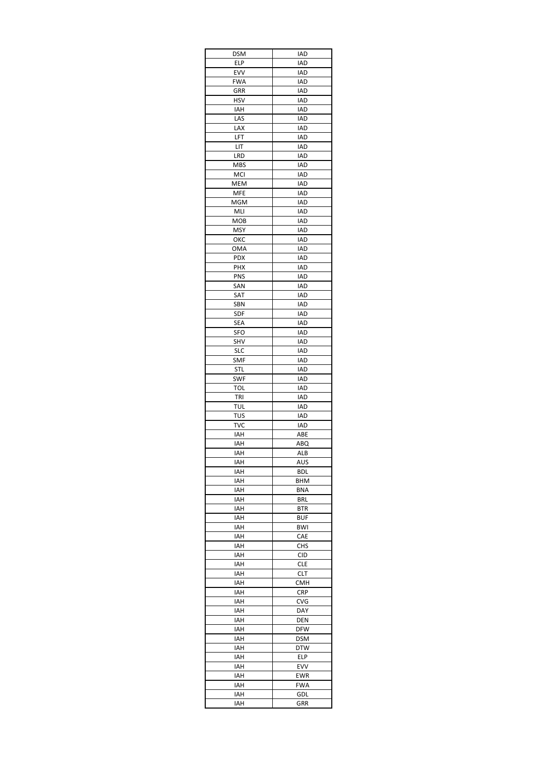| DSM | IAD |
|---|---|
| ELP | IAD |
| EVV | IAD |
| FWA | IAD |
| GRR | IAD |
| HSV | IAD |
| IAH | IAD |
| LAS | IAD |
| LAX | IAD |
| LFT | IAD |
| LIT | IAD |
| LRD | IAD |
| MBS | IAD |
| MCI | IAD |
| MEM | IAD |
| MFE | IAD |
| MGM | IAD |
| MLI | IAD |
| MOB | IAD |
| MSY | IAD |
| OKC | IAD |
| OMA | IAD |
| PDX | IAD |
| PHX | IAD |
| PNS | IAD |
| SAN | IAD |
| SAT | IAD |
| SBN | IAD |
| SDF | IAD |
| SEA | IAD |
| SFO | IAD |
| SHV | IAD |
| SLC | IAD |
| SMF | IAD |
| STL | IAD |
| SWF | IAD |
| TOL | IAD |
| TRI | IAD |
| TUL | IAD |
| TUS | IAD |
| TVC | IAD |
| IAH | ABE |
| IAH | ABQ |
| IAH | ALB |
| IAH | AUS |
| IAH | BDL |
| IAH | BHM |
| IAH | BNA |
| IAH | BRL |
| IAH | BTR |
| IAH | BUF |
| IAH | BWI |
| IAH | CAE |
| IAH | CHS |
| IAH | CID |
| IAH | CLE |
| IAH | CLT |
| IAH | CMH |
| IAH | CRP |
| IAH | CVG |
| IAH | DAY |
| IAH | DEN |
| IAH | DFW |
| IAH | DSM |
| IAH | DTW |
| IAH | ELP |
| IAH | EVV |
| IAH | EWR |
| IAH | FWA |
| IAH | GDL |
| IAH | GRR |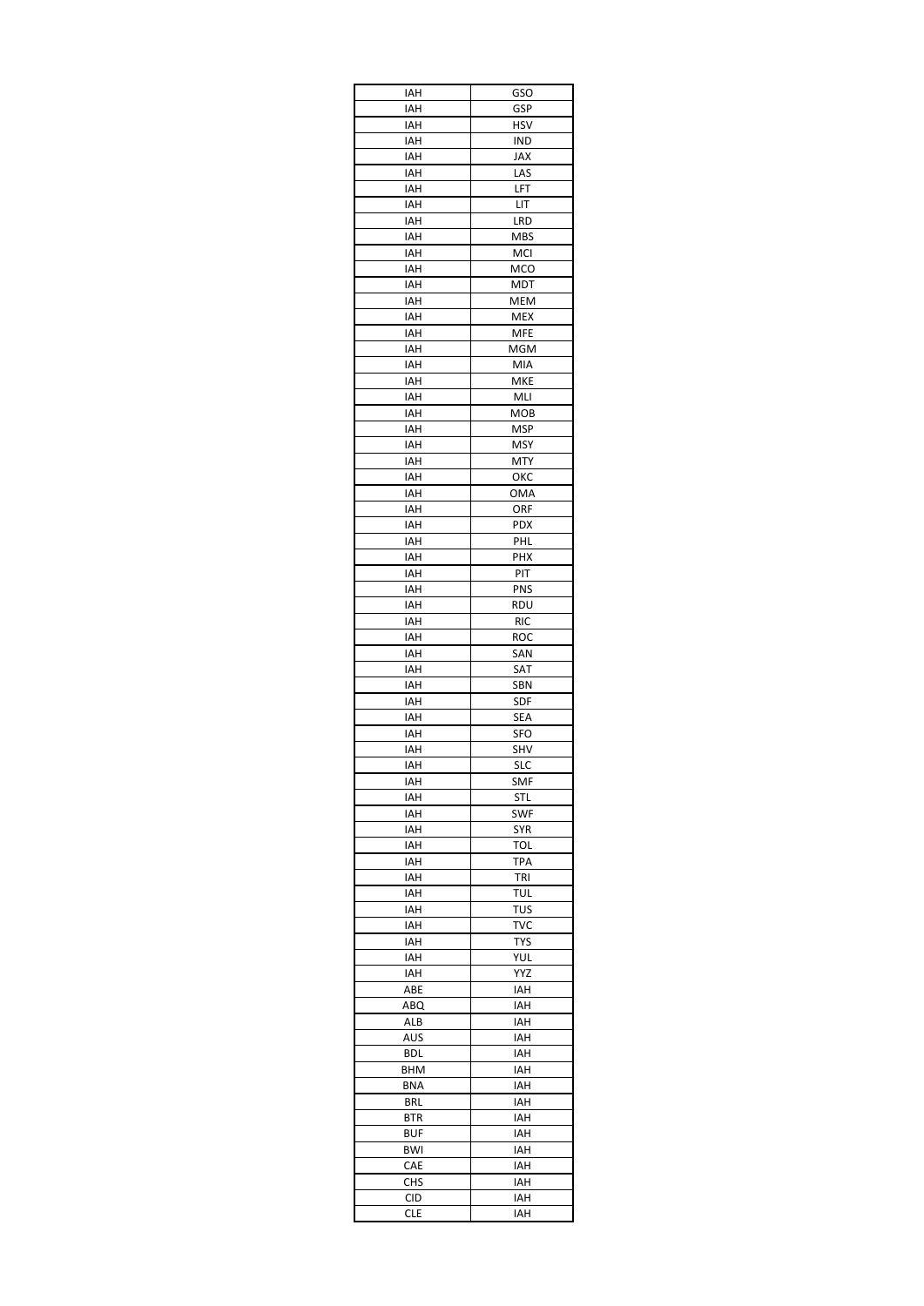| IAH | GSO |
|---|---|
| IAH | GSP |
| IAH | HSV |
| IAH | IND |
| IAH | JAX |
| IAH | LAS |
| IAH | LFT |
| IAH | LIT |
| IAH | LRD |
| IAH | MBS |
| IAH | MCI |
| IAH | MCO |
| IAH | MDT |
| IAH | MEM |
| IAH | MEX |
| IAH | MFE |
| IAH | MGM |
| IAH | MIA |
| IAH | MKE |
| IAH | MLI |
| IAH | MOB |
| IAH | MSP |
| IAH | MSY |
| IAH | MTY |
| IAH | OKC |
| IAH | OMA |
| IAH | ORF |
| IAH | PDX |
| IAH | PHL |
| IAH | PHX |
| IAH | PIT |
| IAH | PNS |
| IAH | RDU |
| IAH | RIC |
| IAH | ROC |
| IAH | SAN |
| IAH | SAT |
| IAH | SBN |
| IAH | SDF |
| IAH | SEA |
| IAH | SFO |
| IAH | SHV |
| IAH | SLC |
| IAH | SMF |
| IAH | STL |
| IAH | SWF |
| IAH | SYR |
| IAH | TOL |
| IAH | TPA |
| IAH | TRI |
| IAH | TUL |
| IAH | TUS |
| IAH | TVC |
| IAH | TYS |
| IAH | YUL |
| IAH | YYZ |
| ABE | IAH |
| ABQ | IAH |
| ALB | IAH |
| AUS | IAH |
| BDL | IAH |
| BHM | IAH |
| BNA | IAH |
| BRL | IAH |
| BTR | IAH |
| BUF | IAH |
| BWI | IAH |
| CAE | IAH |
| CHS | IAH |
| CID | IAH |
| CLE | IAH |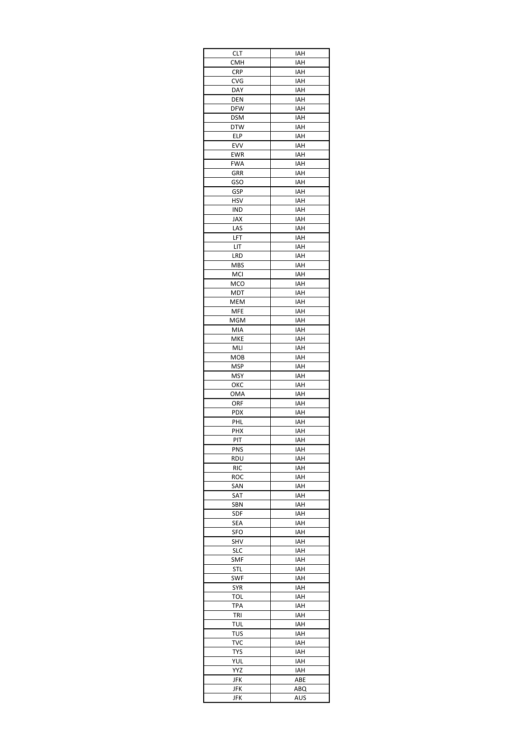| | |
|---|---|
| CLT | IAH |
| CMH | IAH |
| CRP | IAH |
| CVG | IAH |
| DAY | IAH |
| DEN | IAH |
| DFW | IAH |
| DSM | IAH |
| DTW | IAH |
| ELP | IAH |
| EVV | IAH |
| EWR | IAH |
| FWA | IAH |
| GRR | IAH |
| GSO | IAH |
| GSP | IAH |
| HSV | IAH |
| IND | IAH |
| JAX | IAH |
| LAS | IAH |
| LFT | IAH |
| LIT | IAH |
| LRD | IAH |
| MBS | IAH |
| MCI | IAH |
| MCO | IAH |
| MDT | IAH |
| MEM | IAH |
| MFE | IAH |
| MGM | IAH |
| MIA | IAH |
| MKE | IAH |
| MLI | IAH |
| MOB | IAH |
| MSP | IAH |
| MSY | IAH |
| OKC | IAH |
| OMA | IAH |
| ORF | IAH |
| PDX | IAH |
| PHL | IAH |
| PHX | IAH |
| PIT | IAH |
| PNS | IAH |
| RDU | IAH |
| RIC | IAH |
| ROC | IAH |
| SAN | IAH |
| SAT | IAH |
| SBN | IAH |
| SDF | IAH |
| SEA | IAH |
| SFO | IAH |
| SHV | IAH |
| SLC | IAH |
| SMF | IAH |
| STL | IAH |
| SWF | IAH |
| SYR | IAH |
| TOL | IAH |
| TPA | IAH |
| TRI | IAH |
| TUL | IAH |
| TUS | IAH |
| TVC | IAH |
| TYS | IAH |
| YUL | IAH |
| YYZ | IAH |
| JFK | ABE |
| JFK | ABQ |
| JFK | AUS |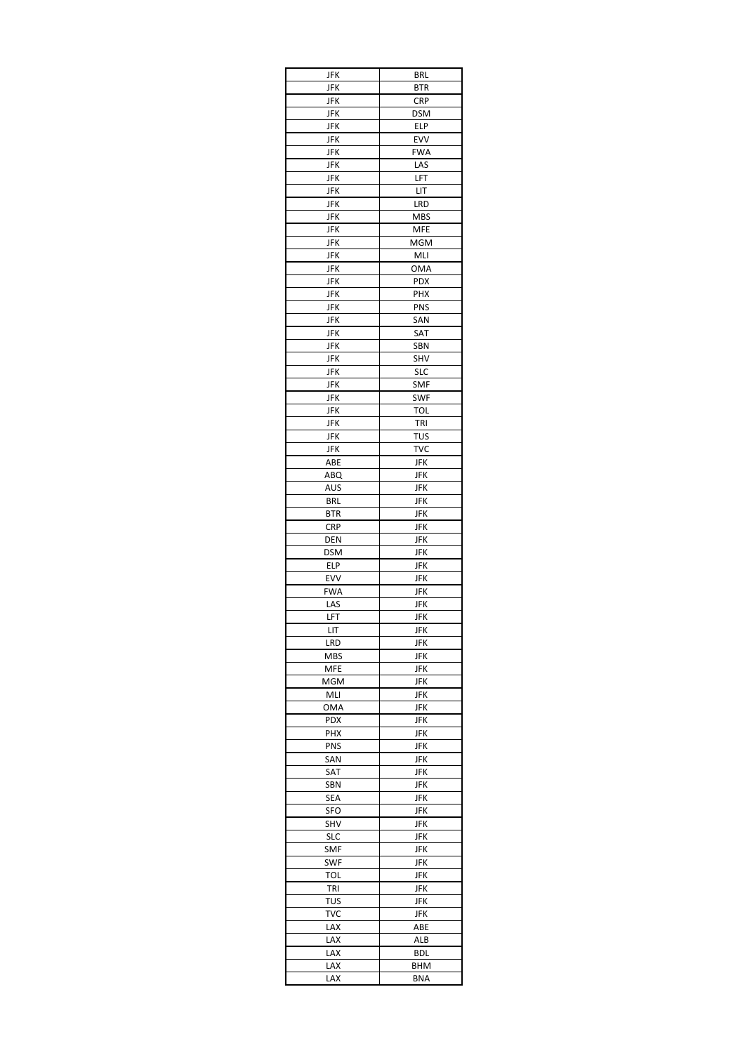| JFK | BRL |
|---|---|
| JFK | BTR |
| JFK | CRP |
| JFK | DSM |
| JFK | ELP |
| JFK | EVV |
| JFK | FWA |
| JFK | LAS |
| JFK | LFT |
| JFK | LIT |
| JFK | LRD |
| JFK | MBS |
| JFK | MFE |
| JFK | MGM |
| JFK | MLI |
| JFK | OMA |
| JFK | PDX |
| JFK | PHX |
| JFK | PNS |
| JFK | SAN |
| JFK | SAT |
| JFK | SBN |
| JFK | SHV |
| JFK | SLC |
| JFK | SMF |
| JFK | SWF |
| JFK | TOL |
| JFK | TRI |
| JFK | TUS |
| JFK | TVC |
| ABE | JFK |
| ABQ | JFK |
| AUS | JFK |
| BRL | JFK |
| BTR | JFK |
| CRP | JFK |
| DEN | JFK |
| DSM | JFK |
| ELP | JFK |
| EVV | JFK |
| FWA | JFK |
| LAS | JFK |
| LFT | JFK |
| LIT | JFK |
| LRD | JFK |
| MBS | JFK |
| MFE | JFK |
| MGM | JFK |
| MLI | JFK |
| OMA | JFK |
| PDX | JFK |
| PHX | JFK |
| PNS | JFK |
| SAN | JFK |
| SAT | JFK |
| SBN | JFK |
| SEA | JFK |
| SFO | JFK |
| SHV | JFK |
| SLC | JFK |
| SMF | JFK |
| SWF | JFK |
| TOL | JFK |
| TRI | JFK |
| TUS | JFK |
| TVC | JFK |
| LAX | ABE |
| LAX | ALB |
| LAX | BDL |
| LAX | BHM |
| LAX | BNA |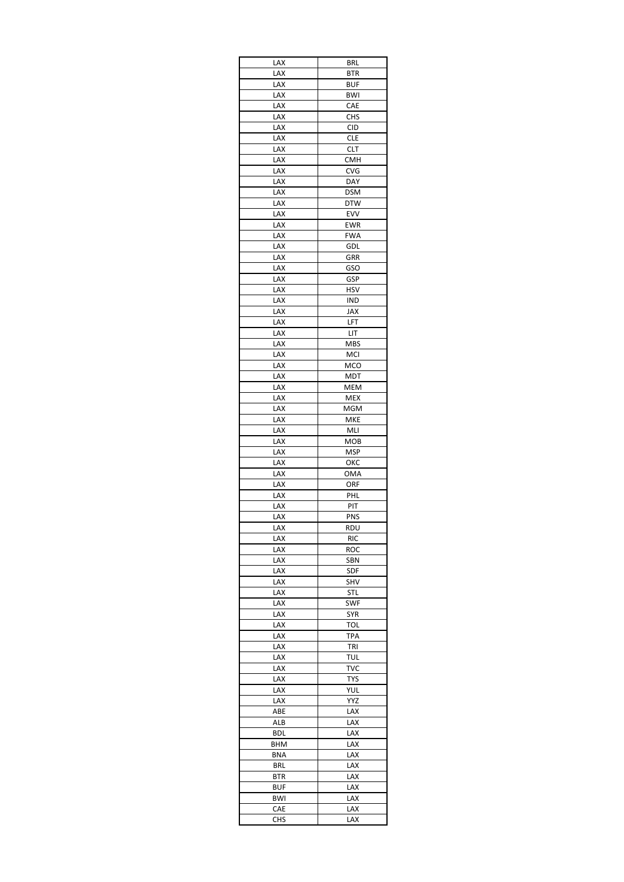| LAX | BRL |
|---|---|
| LAX | BTR |
| LAX | BUF |
| LAX | BWI |
| LAX | CAE |
| LAX | CHS |
| LAX | CID |
| LAX | CLE |
| LAX | CLT |
| LAX | CMH |
| LAX | CVG |
| LAX | DAY |
| LAX | DSM |
| LAX | DTW |
| LAX | EVV |
| LAX | EWR |
| LAX | FWA |
| LAX | GDL |
| LAX | GRR |
| LAX | GSO |
| LAX | GSP |
| LAX | HSV |
| LAX | IND |
| LAX | JAX |
| LAX | LFT |
| LAX | LIT |
| LAX | MBS |
| LAX | MCI |
| LAX | MCO |
| LAX | MDT |
| LAX | MEM |
| LAX | MEX |
| LAX | MGM |
| LAX | MKE |
| LAX | MLI |
| LAX | MOB |
| LAX | MSP |
| LAX | OKC |
| LAX | OMA |
| LAX | ORF |
| LAX | PHL |
| LAX | PIT |
| LAX | PNS |
| LAX | RDU |
| LAX | RIC |
| LAX | ROC |
| LAX | SBN |
| LAX | SDF |
| LAX | SHV |
| LAX | STL |
| LAX | SWF |
| LAX | SYR |
| LAX | TOL |
| LAX | TPA |
| LAX | TRI |
| LAX | TUL |
| LAX | TVC |
| LAX | TYS |
| LAX | YUL |
| LAX | YYZ |
| ABE | LAX |
| ALB | LAX |
| BDL | LAX |
| BHM | LAX |
| BNA | LAX |
| BRL | LAX |
| BTR | LAX |
| BUF | LAX |
| BWI | LAX |
| CAE | LAX |
| CHS | LAX |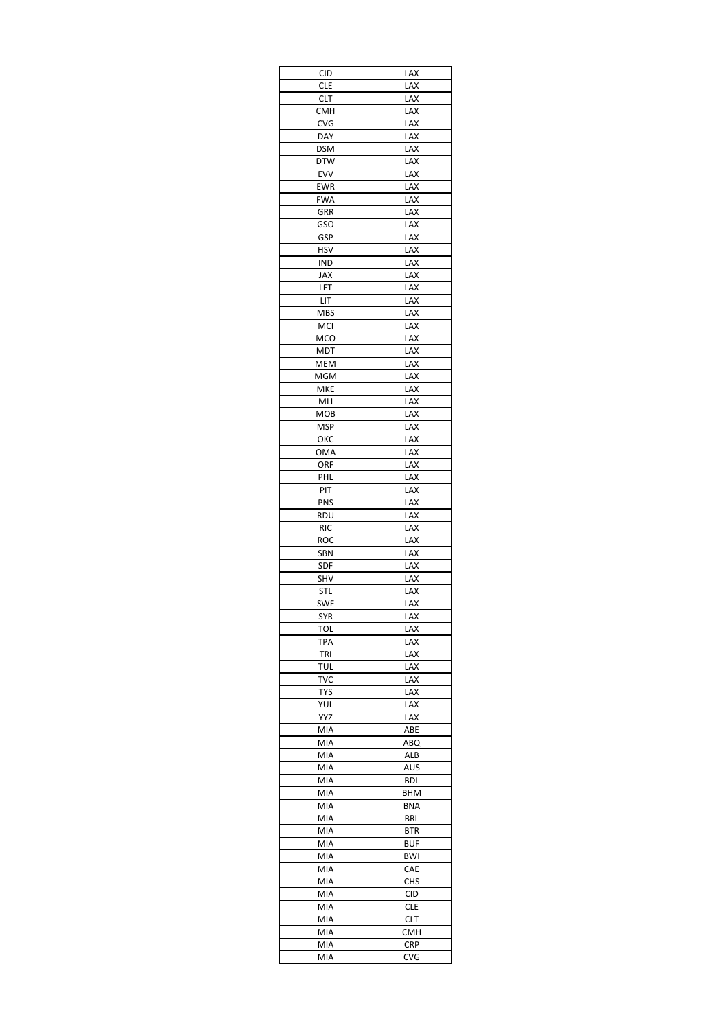| | |
|---|---|
| CID | LAX |
| CLE | LAX |
| CLT | LAX |
| CMH | LAX |
| CVG | LAX |
| DAY | LAX |
| DSM | LAX |
| DTW | LAX |
| EVV | LAX |
| EWR | LAX |
| FWA | LAX |
| GRR | LAX |
| GSO | LAX |
| GSP | LAX |
| HSV | LAX |
| IND | LAX |
| JAX | LAX |
| LFT | LAX |
| LIT | LAX |
| MBS | LAX |
| MCI | LAX |
| MCO | LAX |
| MDT | LAX |
| MEM | LAX |
| MGM | LAX |
| MKE | LAX |
| MLI | LAX |
| MOB | LAX |
| MSP | LAX |
| OKC | LAX |
| OMA | LAX |
| ORF | LAX |
| PHL | LAX |
| PIT | LAX |
| PNS | LAX |
| RDU | LAX |
| RIC | LAX |
| ROC | LAX |
| SBN | LAX |
| SDF | LAX |
| SHV | LAX |
| STL | LAX |
| SWF | LAX |
| SYR | LAX |
| TOL | LAX |
| TPA | LAX |
| TRI | LAX |
| TUL | LAX |
| TVC | LAX |
| TYS | LAX |
| YUL | LAX |
| YYZ | LAX |
| MIA | ABE |
| MIA | ABQ |
| MIA | ALB |
| MIA | AUS |
| MIA | BDL |
| MIA | BHM |
| MIA | BNA |
| MIA | BRL |
| MIA | BTR |
| MIA | BUF |
| MIA | BWI |
| MIA | CAE |
| MIA | CHS |
| MIA | CID |
| MIA | CLE |
| MIA | CLT |
| MIA | CMH |
| MIA | CRP |
| MIA | CVG |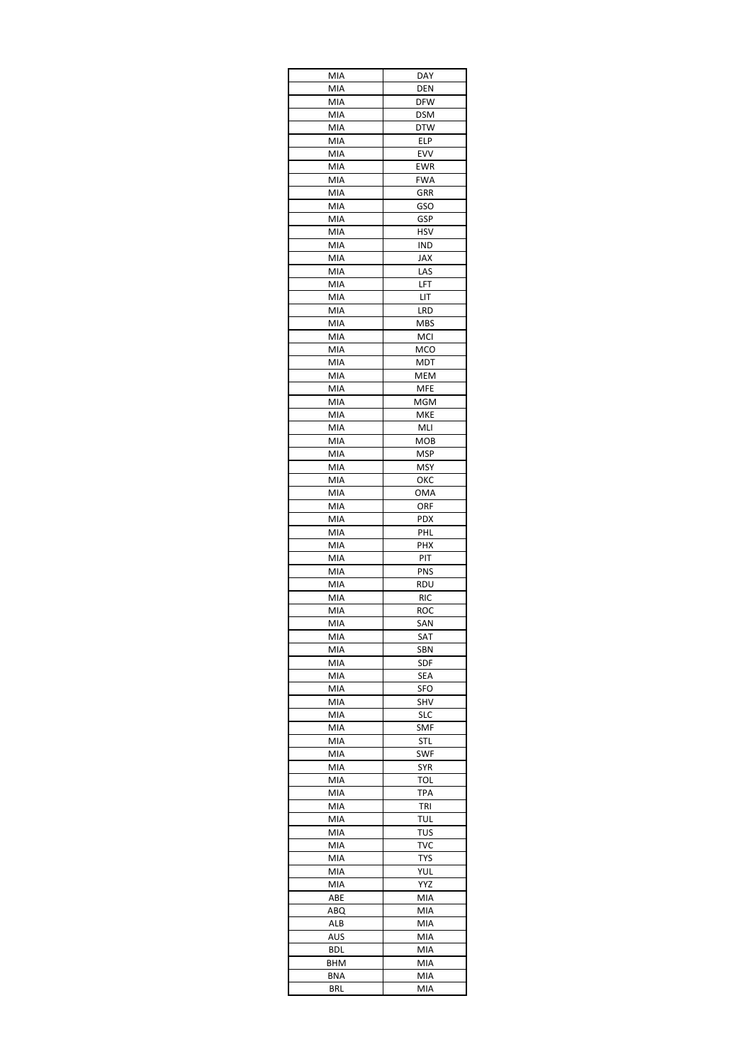| MIA | DAY |
|---|---|
| MIA | DEN |
| MIA | DFW |
| MIA | DSM |
| MIA | DTW |
| MIA | ELP |
| MIA | EVV |
| MIA | EWR |
| MIA | FWA |
| MIA | GRR |
| MIA | GSO |
| MIA | GSP |
| MIA | HSV |
| MIA | IND |
| MIA | JAX |
| MIA | LAS |
| MIA | LFT |
| MIA | LIT |
| MIA | LRD |
| MIA | MBS |
| MIA | MCI |
| MIA | MCO |
| MIA | MDT |
| MIA | MEM |
| MIA | MFE |
| MIA | MGM |
| MIA | MKE |
| MIA | MLI |
| MIA | MOB |
| MIA | MSP |
| MIA | MSY |
| MIA | OKC |
| MIA | OMA |
| MIA | ORF |
| MIA | PDX |
| MIA | PHL |
| MIA | PHX |
| MIA | PIT |
| MIA | PNS |
| MIA | RDU |
| MIA | RIC |
| MIA | ROC |
| MIA | SAN |
| MIA | SAT |
| MIA | SBN |
| MIA | SDF |
| MIA | SEA |
| MIA | SFO |
| MIA | SHV |
| MIA | SLC |
| MIA | SMF |
| MIA | STL |
| MIA | SWF |
| MIA | SYR |
| MIA | TOL |
| MIA | TPA |
| MIA | TRI |
| MIA | TUL |
| MIA | TUS |
| MIA | TVC |
| MIA | TYS |
| MIA | YUL |
| MIA | YYZ |
| ABE | MIA |
| ABQ | MIA |
| ALB | MIA |
| AUS | MIA |
| BDL | MIA |
| BHM | MIA |
| BNA | MIA |
| BRL | MIA |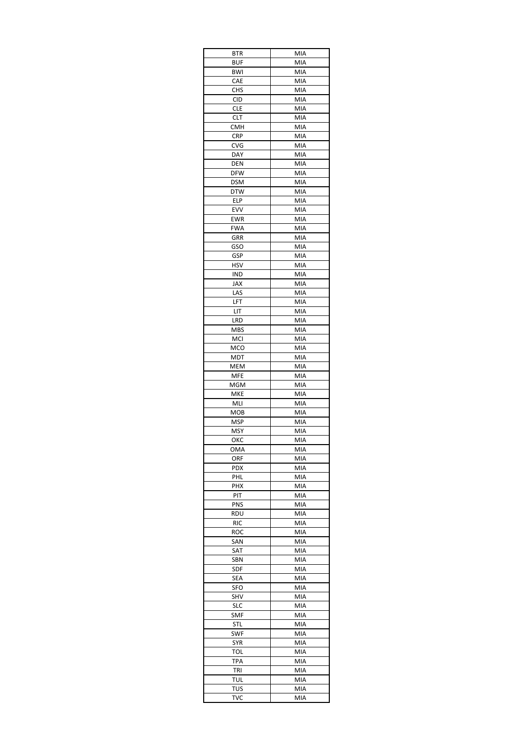| BTR | MIA |
|---|---|
| BUF | MIA |
| BWI | MIA |
| CAE | MIA |
| CHS | MIA |
| CID | MIA |
| CLE | MIA |
| CLT | MIA |
| CMH | MIA |
| CRP | MIA |
| CVG | MIA |
| DAY | MIA |
| DEN | MIA |
| DFW | MIA |
| DSM | MIA |
| DTW | MIA |
| ELP | MIA |
| EVV | MIA |
| EWR | MIA |
| FWA | MIA |
| GRR | MIA |
| GSO | MIA |
| GSP | MIA |
| HSV | MIA |
| IND | MIA |
| JAX | MIA |
| LAS | MIA |
| LFT | MIA |
| LIT | MIA |
| LRD | MIA |
| MBS | MIA |
| MCI | MIA |
| MCO | MIA |
| MDT | MIA |
| MEM | MIA |
| MFE | MIA |
| MGM | MIA |
| MKE | MIA |
| MLI | MIA |
| MOB | MIA |
| MSP | MIA |
| MSY | MIA |
| OKC | MIA |
| OMA | MIA |
| ORF | MIA |
| PDX | MIA |
| PHL | MIA |
| PHX | MIA |
| PIT | MIA |
| PNS | MIA |
| RDU | MIA |
| RIC | MIA |
| ROC | MIA |
| SAN | MIA |
| SAT | MIA |
| SBN | MIA |
| SDF | MIA |
| SEA | MIA |
| SFO | MIA |
| SHV | MIA |
| SLC | MIA |
| SMF | MIA |
| STL | MIA |
| SWF | MIA |
| SYR | MIA |
| TOL | MIA |
| TPA | MIA |
| TRI | MIA |
| TUL | MIA |
| TUS | MIA |
| TVC | MIA |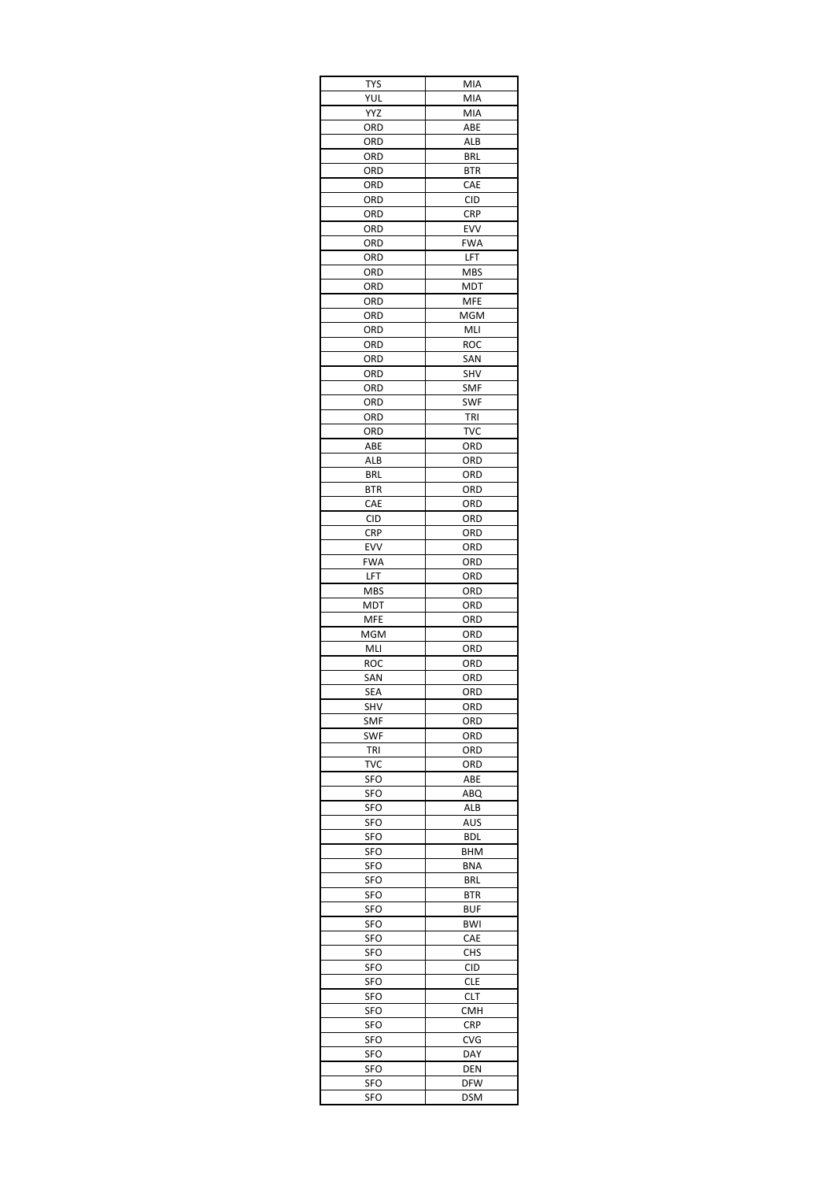| | |
|---|---|
| TYS | MIA |
| YUL | MIA |
| YYZ | MIA |
| ORD | ABE |
| ORD | ALB |
| ORD | BRL |
| ORD | BTR |
| ORD | CAE |
| ORD | CID |
| ORD | CRP |
| ORD | EVV |
| ORD | FWA |
| ORD | LFT |
| ORD | MBS |
| ORD | MDT |
| ORD | MFE |
| ORD | MGM |
| ORD | MLI |
| ORD | ROC |
| ORD | SAN |
| ORD | SHV |
| ORD | SMF |
| ORD | SWF |
| ORD | TRI |
| ORD | TVC |
| ABE | ORD |
| ALB | ORD |
| BRL | ORD |
| BTR | ORD |
| CAE | ORD |
| CID | ORD |
| CRP | ORD |
| EVV | ORD |
| FWA | ORD |
| LFT | ORD |
| MBS | ORD |
| MDT | ORD |
| MFE | ORD |
| MGM | ORD |
| MLI | ORD |
| ROC | ORD |
| SAN | ORD |
| SEA | ORD |
| SHV | ORD |
| SMF | ORD |
| SWF | ORD |
| TRI | ORD |
| TVC | ORD |
| SFO | ABE |
| SFO | ABQ |
| SFO | ALB |
| SFO | AUS |
| SFO | BDL |
| SFO | BHM |
| SFO | BNA |
| SFO | BRL |
| SFO | BTR |
| SFO | BUF |
| SFO | BWI |
| SFO | CAE |
| SFO | CHS |
| SFO | CID |
| SFO | CLE |
| SFO | CLT |
| SFO | CMH |
| SFO | CRP |
| SFO | CVG |
| SFO | DAY |
| SFO | DEN |
| SFO | DFW |
| SFO | DSM |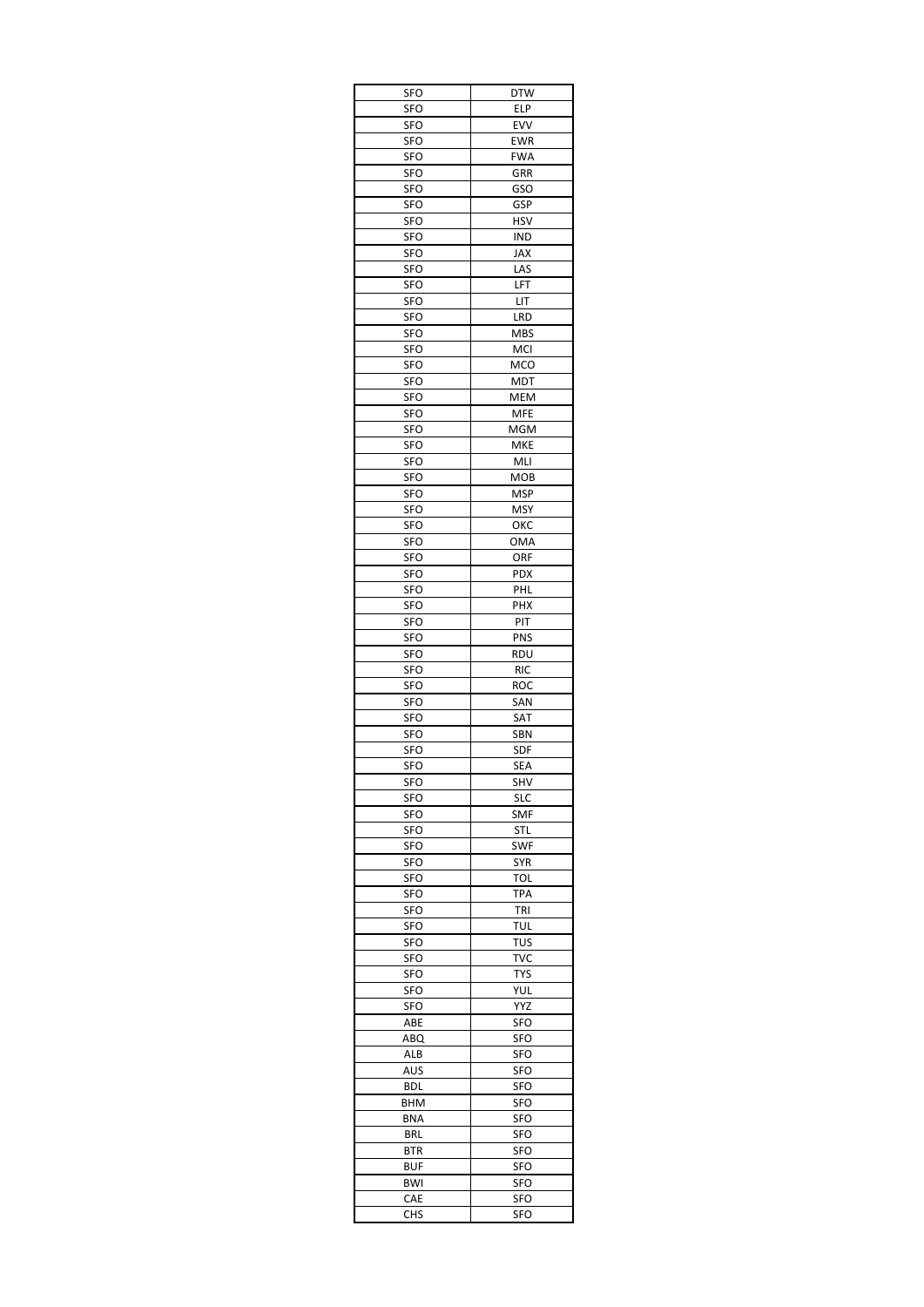| SFO | DTW |
|---|---|
| SFO | ELP |
| SFO | EVV |
| SFO | EWR |
| SFO | FWA |
| SFO | GRR |
| SFO | GSO |
| SFO | GSP |
| SFO | HSV |
| SFO | IND |
| SFO | JAX |
| SFO | LAS |
| SFO | LFT |
| SFO | LIT |
| SFO | LRD |
| SFO | MBS |
| SFO | MCI |
| SFO | MCO |
| SFO | MDT |
| SFO | MEM |
| SFO | MFE |
| SFO | MGM |
| SFO | MKE |
| SFO | MLI |
| SFO | MOB |
| SFO | MSP |
| SFO | MSY |
| SFO | OKC |
| SFO | OMA |
| SFO | ORF |
| SFO | PDX |
| SFO | PHL |
| SFO | PHX |
| SFO | PIT |
| SFO | PNS |
| SFO | RDU |
| SFO | RIC |
| SFO | ROC |
| SFO | SAN |
| SFO | SAT |
| SFO | SBN |
| SFO | SDF |
| SFO | SEA |
| SFO | SHV |
| SFO | SLC |
| SFO | SMF |
| SFO | STL |
| SFO | SWF |
| SFO | SYR |
| SFO | TOL |
| SFO | TPA |
| SFO | TRI |
| SFO | TUL |
| SFO | TUS |
| SFO | TVC |
| SFO | TYS |
| SFO | YUL |
| SFO | YYZ |
| ABE | SFO |
| ABQ | SFO |
| ALB | SFO |
| AUS | SFO |
| BDL | SFO |
| BHM | SFO |
| BNA | SFO |
| BRL | SFO |
| BTR | SFO |
| BUF | SFO |
| BWI | SFO |
| CAE | SFO |
| CHS | SFO |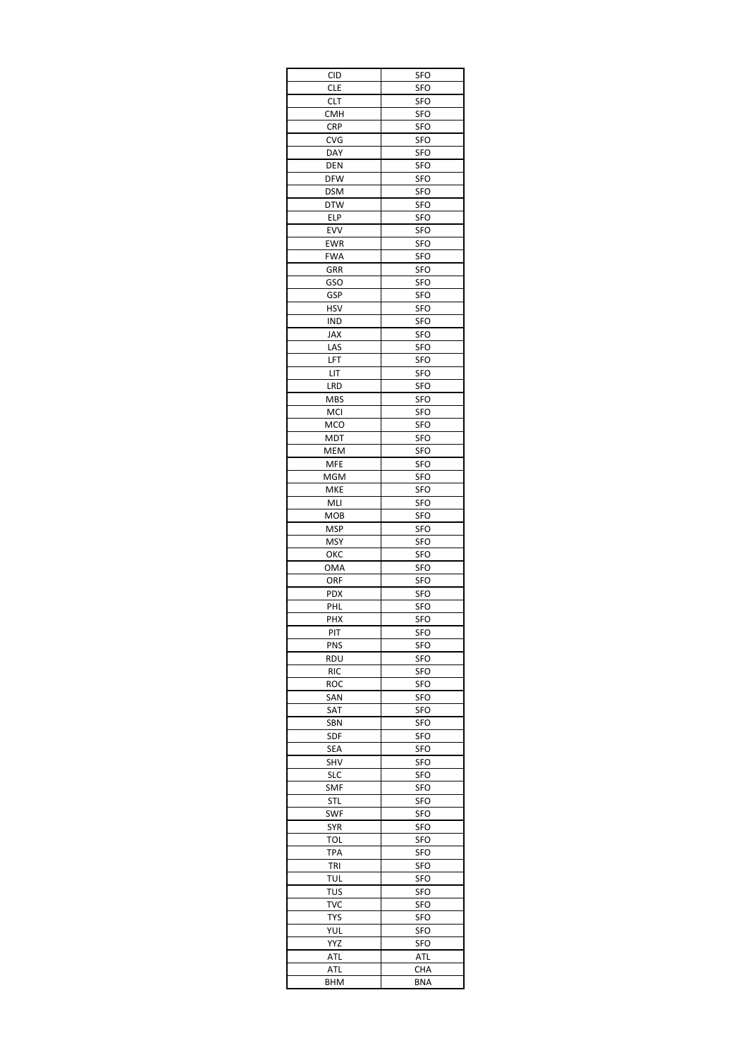| | |
|---|---|
| CID | SFO |
| CLE | SFO |
| CLT | SFO |
| CMH | SFO |
| CRP | SFO |
| CVG | SFO |
| DAY | SFO |
| DEN | SFO |
| DFW | SFO |
| DSM | SFO |
| DTW | SFO |
| ELP | SFO |
| EVV | SFO |
| EWR | SFO |
| FWA | SFO |
| GRR | SFO |
| GSO | SFO |
| GSP | SFO |
| HSV | SFO |
| IND | SFO |
| JAX | SFO |
| LAS | SFO |
| LFT | SFO |
| LIT | SFO |
| LRD | SFO |
| MBS | SFO |
| MCI | SFO |
| MCO | SFO |
| MDT | SFO |
| MEM | SFO |
| MFE | SFO |
| MGM | SFO |
| MKE | SFO |
| MLI | SFO |
| MOB | SFO |
| MSP | SFO |
| MSY | SFO |
| OKC | SFO |
| OMA | SFO |
| ORF | SFO |
| PDX | SFO |
| PHL | SFO |
| PHX | SFO |
| PIT | SFO |
| PNS | SFO |
| RDU | SFO |
| RIC | SFO |
| ROC | SFO |
| SAN | SFO |
| SAT | SFO |
| SBN | SFO |
| SDF | SFO |
| SEA | SFO |
| SHV | SFO |
| SLC | SFO |
| SMF | SFO |
| STL | SFO |
| SWF | SFO |
| SYR | SFO |
| TOL | SFO |
| TPA | SFO |
| TRI | SFO |
| TUL | SFO |
| TUS | SFO |
| TVC | SFO |
| TYS | SFO |
| YUL | SFO |
| YYZ | SFO |
| ATL | ATL |
| ATL | CHA |
| BHM | BNA |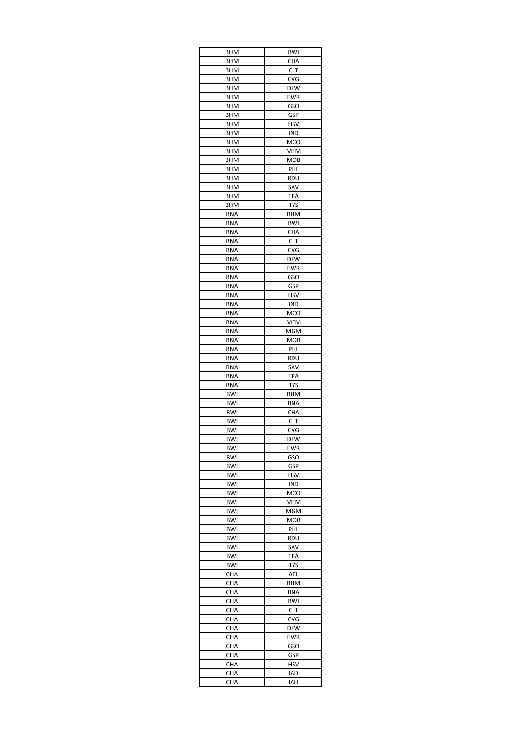| | |
|---|---|
| BHM | BWI |
| BHM | CHA |
| BHM | CLT |
| BHM | CVG |
| BHM | DFW |
| BHM | EWR |
| BHM | GSO |
| BHM | GSP |
| BHM | HSV |
| BHM | IND |
| BHM | MCO |
| BHM | MEM |
| BHM | MOB |
| BHM | PHL |
| BHM | RDU |
| BHM | SAV |
| BHM | TPA |
| BHM | TYS |
| BNA | BHM |
| BNA | BWI |
| BNA | CHA |
| BNA | CLT |
| BNA | CVG |
| BNA | DFW |
| BNA | EWR |
| BNA | GSO |
| BNA | GSP |
| BNA | HSV |
| BNA | IND |
| BNA | MCO |
| BNA | MEM |
| BNA | MGM |
| BNA | MOB |
| BNA | PHL |
| BNA | RDU |
| BNA | SAV |
| BNA | TPA |
| BNA | TYS |
| BWI | BHM |
| BWI | BNA |
| BWI | CHA |
| BWI | CLT |
| BWI | CVG |
| BWI | DFW |
| BWI | EWR |
| BWI | GSO |
| BWI | GSP |
| BWI | HSV |
| BWI | IND |
| BWI | MCO |
| BWI | MEM |
| BWI | MGM |
| BWI | MOB |
| BWI | PHL |
| BWI | RDU |
| BWI | SAV |
| BWI | TPA |
| BWI | TYS |
| CHA | ATL |
| CHA | BHM |
| CHA | BNA |
| CHA | BWI |
| CHA | CLT |
| CHA | CVG |
| CHA | DFW |
| CHA | EWR |
| CHA | GSO |
| CHA | GSP |
| CHA | HSV |
| CHA | IAD |
| CHA | IAH |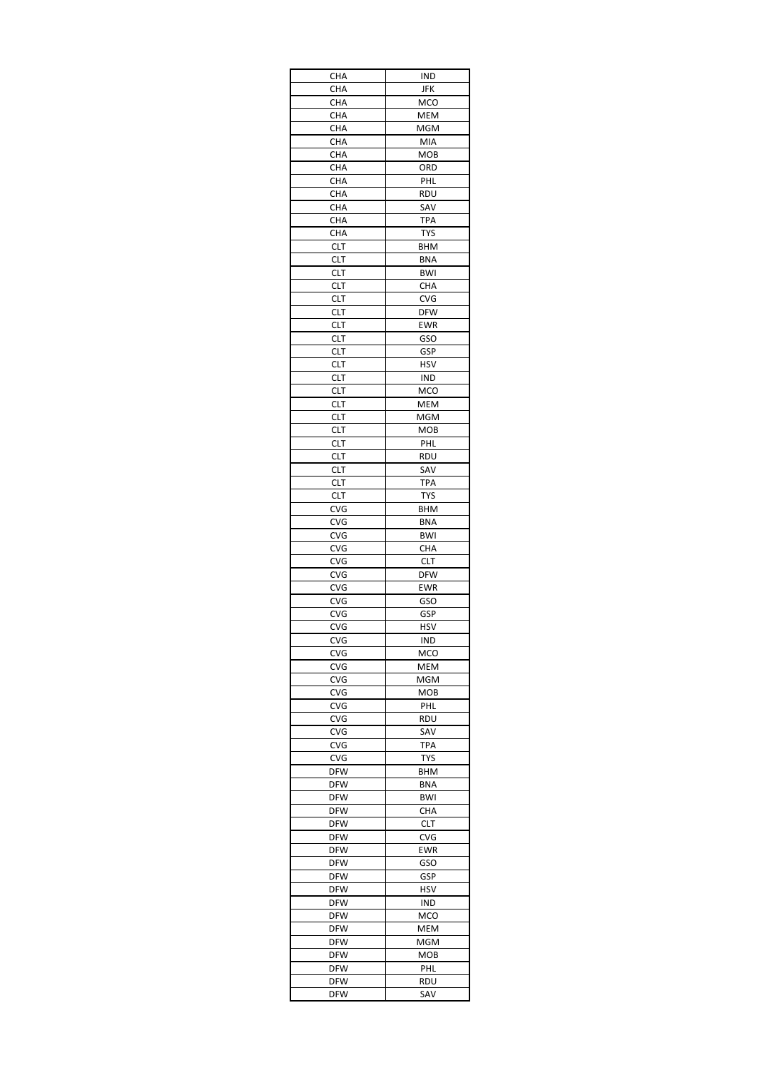| | |
|---|---|
| CHA | IND |
| CHA | JFK |
| CHA | MCO |
| CHA | MEM |
| CHA | MGM |
| CHA | MIA |
| CHA | MOB |
| CHA | ORD |
| CHA | PHL |
| CHA | RDU |
| CHA | SAV |
| CHA | TPA |
| CHA | TYS |
| CLT | BHM |
| CLT | BNA |
| CLT | BWI |
| CLT | CHA |
| CLT | CVG |
| CLT | DFW |
| CLT | EWR |
| CLT | GSO |
| CLT | GSP |
| CLT | HSV |
| CLT | IND |
| CLT | MCO |
| CLT | MEM |
| CLT | MGM |
| CLT | MOB |
| CLT | PHL |
| CLT | RDU |
| CLT | SAV |
| CLT | TPA |
| CLT | TYS |
| CVG | BHM |
| CVG | BNA |
| CVG | BWI |
| CVG | CHA |
| CVG | CLT |
| CVG | DFW |
| CVG | EWR |
| CVG | GSO |
| CVG | GSP |
| CVG | HSV |
| CVG | IND |
| CVG | MCO |
| CVG | MEM |
| CVG | MGM |
| CVG | MOB |
| CVG | PHL |
| CVG | RDU |
| CVG | SAV |
| CVG | TPA |
| CVG | TYS |
| DFW | BHM |
| DFW | BNA |
| DFW | BWI |
| DFW | CHA |
| DFW | CLT |
| DFW | CVG |
| DFW | EWR |
| DFW | GSO |
| DFW | GSP |
| DFW | HSV |
| DFW | IND |
| DFW | MCO |
| DFW | MEM |
| DFW | MGM |
| DFW | MOB |
| DFW | PHL |
| DFW | RDU |
| DFW | SAV |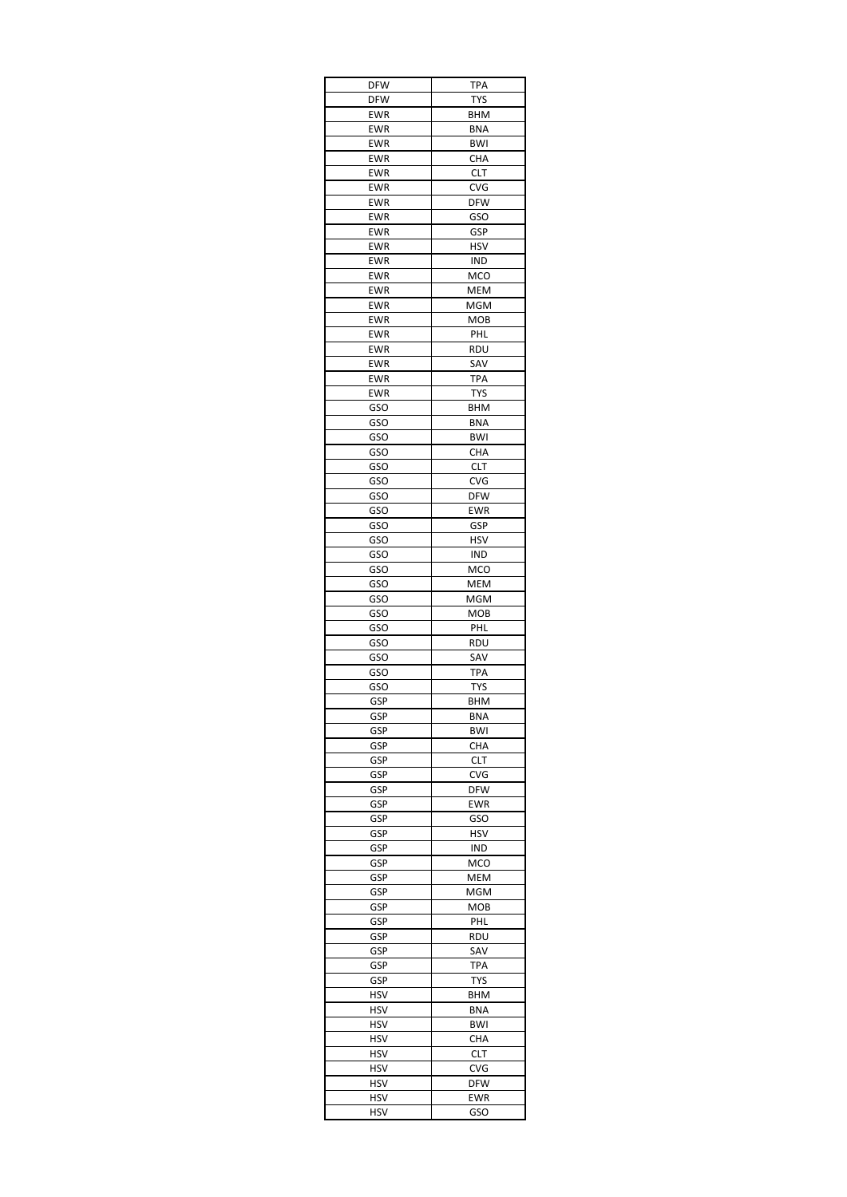| DFW | TPA |
|---|---|
| DFW | TYS |
| EWR | BHM |
| EWR | BNA |
| EWR | BWI |
| EWR | CHA |
| EWR | CLT |
| EWR | CVG |
| EWR | DFW |
| EWR | GSO |
| EWR | GSP |
| EWR | HSV |
| EWR | IND |
| EWR | MCO |
| EWR | MEM |
| EWR | MGM |
| EWR | MOB |
| EWR | PHL |
| EWR | RDU |
| EWR | SAV |
| EWR | TPA |
| EWR | TYS |
| GSO | BHM |
| GSO | BNA |
| GSO | BWI |
| GSO | CHA |
| GSO | CLT |
| GSO | CVG |
| GSO | DFW |
| GSO | EWR |
| GSO | GSP |
| GSO | HSV |
| GSO | IND |
| GSO | MCO |
| GSO | MEM |
| GSO | MGM |
| GSO | MOB |
| GSO | PHL |
| GSO | RDU |
| GSO | SAV |
| GSO | TPA |
| GSO | TYS |
| GSP | BHM |
| GSP | BNA |
| GSP | BWI |
| GSP | CHA |
| GSP | CLT |
| GSP | CVG |
| GSP | DFW |
| GSP | EWR |
| GSP | GSO |
| GSP | HSV |
| GSP | IND |
| GSP | MCO |
| GSP | MEM |
| GSP | MGM |
| GSP | MOB |
| GSP | PHL |
| GSP | RDU |
| GSP | SAV |
| GSP | TPA |
| GSP | TYS |
| HSV | BHM |
| HSV | BNA |
| HSV | BWI |
| HSV | CHA |
| HSV | CLT |
| HSV | CVG |
| HSV | DFW |
| HSV | EWR |
| HSV | GSO |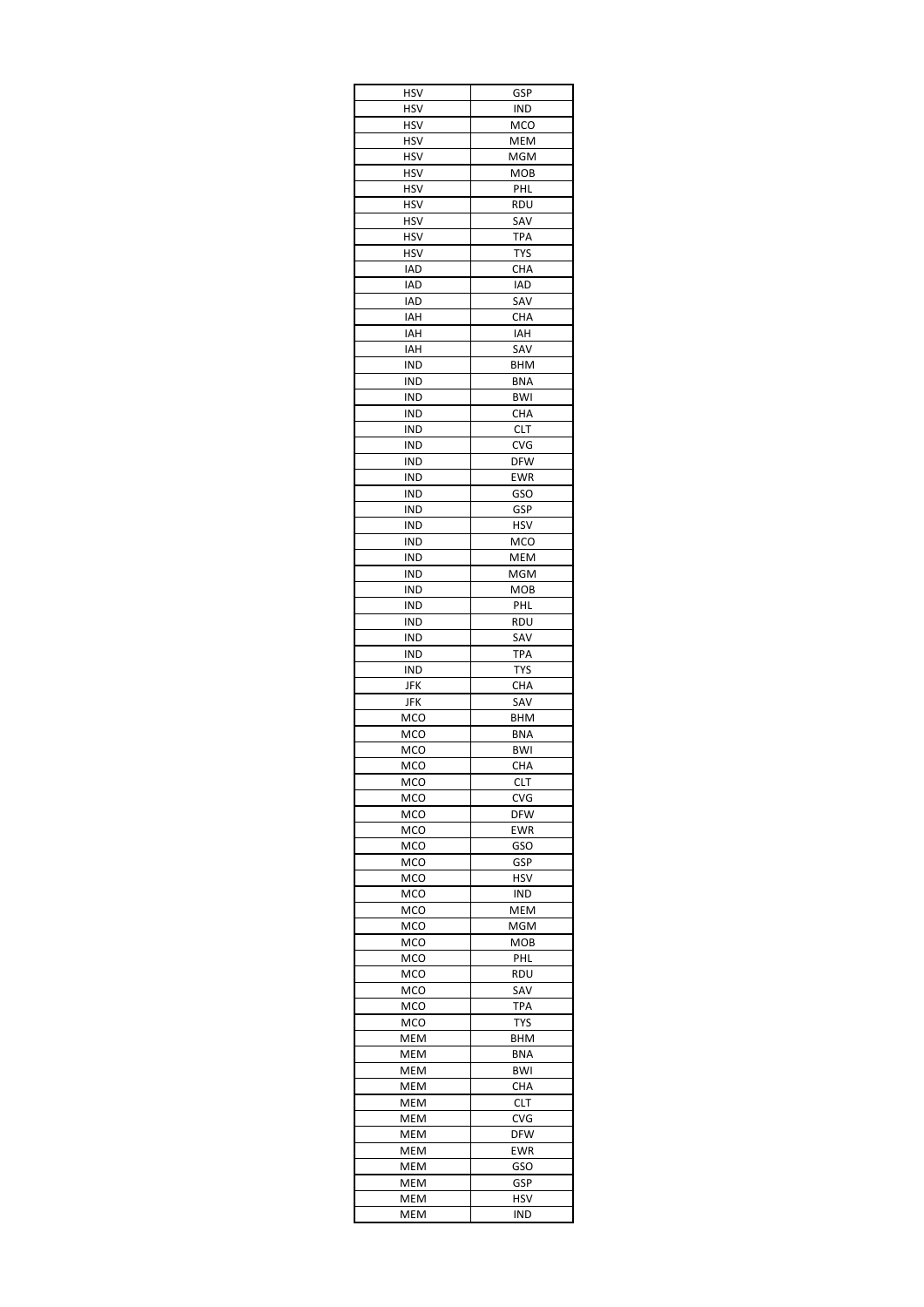| HSV | GSP |
|---|---|
| HSV | IND |
| HSV | MCO |
| HSV | MEM |
| HSV | MGM |
| HSV | MOB |
| HSV | PHL |
| HSV | RDU |
| HSV | SAV |
| HSV | TPA |
| HSV | TYS |
| IAD | CHA |
| IAD | IAD |
| IAD | SAV |
| IAH | CHA |
| IAH | IAH |
| IAH | SAV |
| IND | BHM |
| IND | BNA |
| IND | BWI |
| IND | CHA |
| IND | CLT |
| IND | CVG |
| IND | DFW |
| IND | EWR |
| IND | GSO |
| IND | GSP |
| IND | HSV |
| IND | MCO |
| IND | MEM |
| IND | MGM |
| IND | MOB |
| IND | PHL |
| IND | RDU |
| IND | SAV |
| IND | TPA |
| IND | TYS |
| JFK | CHA |
| JFK | SAV |
| MCO | BHM |
| MCO | BNA |
| MCO | BWI |
| MCO | CHA |
| MCO | CLT |
| MCO | CVG |
| MCO | DFW |
| MCO | EWR |
| MCO | GSO |
| MCO | GSP |
| MCO | HSV |
| MCO | IND |
| MCO | MEM |
| MCO | MGM |
| MCO | MOB |
| MCO | PHL |
| MCO | RDU |
| MCO | SAV |
| MCO | TPA |
| MCO | TYS |
| MEM | BHM |
| MEM | BNA |
| MEM | BWI |
| MEM | CHA |
| MEM | CLT |
| MEM | CVG |
| MEM | DFW |
| MEM | EWR |
| MEM | GSO |
| MEM | GSP |
| MEM | HSV |
| MEM | IND |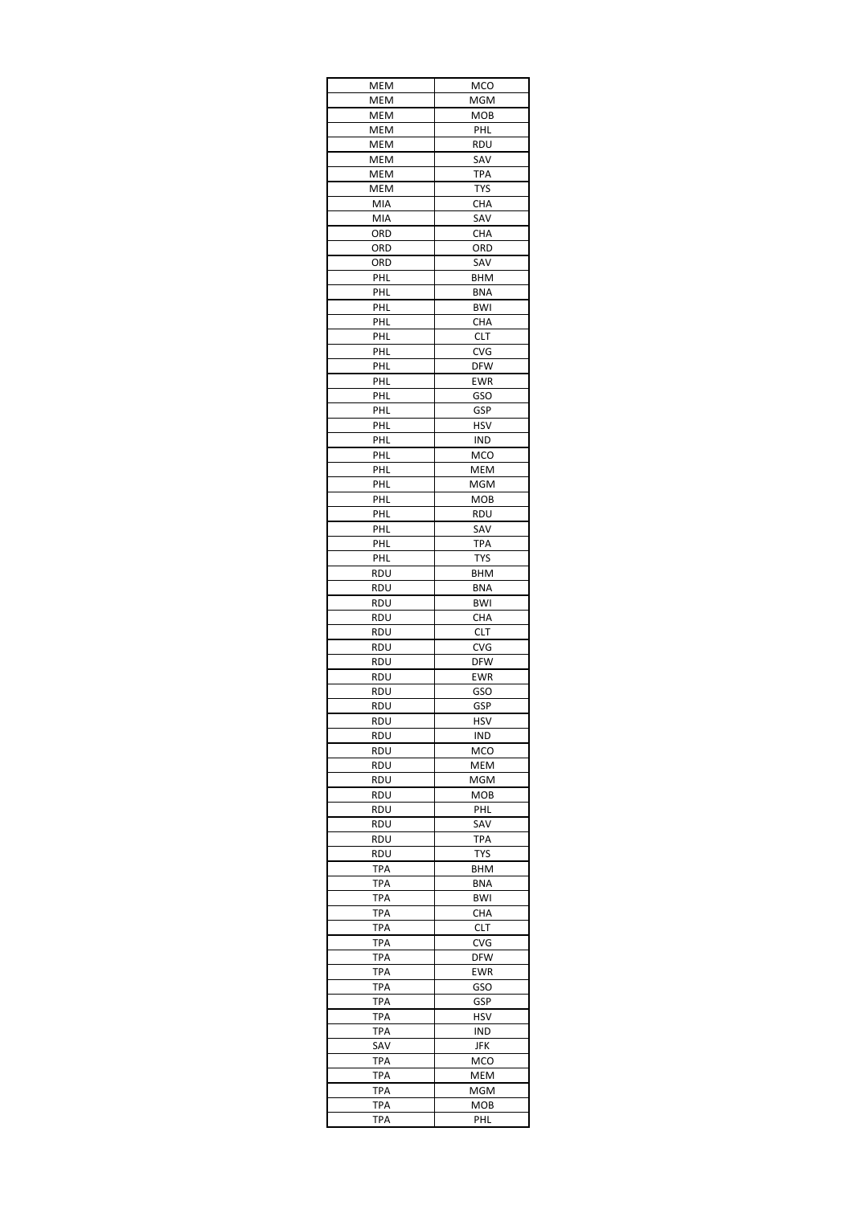| MEM | MCO |
|---|---|
| MEM | MGM |
| MEM | MOB |
| MEM | PHL |
| MEM | RDU |
| MEM | SAV |
| MEM | TPA |
| MEM | TYS |
| MIA | CHA |
| MIA | SAV |
| ORD | CHA |
| ORD | ORD |
| ORD | SAV |
| PHL | BHM |
| PHL | BNA |
| PHL | BWI |
| PHL | CHA |
| PHL | CLT |
| PHL | CVG |
| PHL | DFW |
| PHL | EWR |
| PHL | GSO |
| PHL | GSP |
| PHL | HSV |
| PHL | IND |
| PHL | MCO |
| PHL | MEM |
| PHL | MGM |
| PHL | MOB |
| PHL | RDU |
| PHL | SAV |
| PHL | TPA |
| PHL | TYS |
| RDU | BHM |
| RDU | BNA |
| RDU | BWI |
| RDU | CHA |
| RDU | CLT |
| RDU | CVG |
| RDU | DFW |
| RDU | EWR |
| RDU | GSO |
| RDU | GSP |
| RDU | HSV |
| RDU | IND |
| RDU | MCO |
| RDU | MEM |
| RDU | MGM |
| RDU | MOB |
| RDU | PHL |
| RDU | SAV |
| RDU | TPA |
| RDU | TYS |
| TPA | BHM |
| TPA | BNA |
| TPA | BWI |
| TPA | CHA |
| TPA | CLT |
| TPA | CVG |
| TPA | DFW |
| TPA | EWR |
| TPA | GSO |
| TPA | GSP |
| TPA | HSV |
| TPA | IND |
| SAV | JFK |
| TPA | MCO |
| TPA | MEM |
| TPA | MGM |
| TPA | MOB |
| TPA | PHL |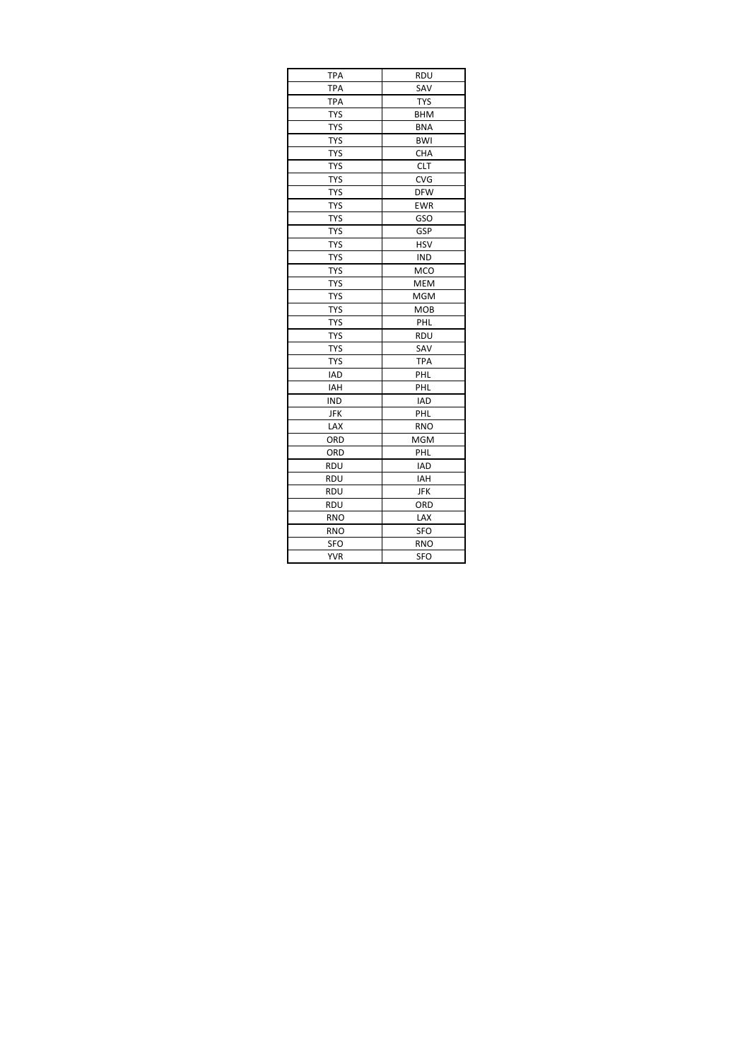| | |
|---|---|
| TPA | RDU |
| TPA | SAV |
| TPA | TYS |
| TYS | BHM |
| TYS | BNA |
| TYS | BWI |
| TYS | CHA |
| TYS | CLT |
| TYS | CVG |
| TYS | DFW |
| TYS | EWR |
| TYS | GSO |
| TYS | GSP |
| TYS | HSV |
| TYS | IND |
| TYS | MCO |
| TYS | MEM |
| TYS | MGM |
| TYS | MOB |
| TYS | PHL |
| TYS | RDU |
| TYS | SAV |
| TYS | TPA |
| IAD | PHL |
| IAH | PHL |
| IND | IAD |
| JFK | PHL |
| LAX | RNO |
| ORD | MGM |
| ORD | PHL |
| RDU | IAD |
| RDU | IAH |
| RDU | JFK |
| RDU | ORD |
| RNO | LAX |
| RNO | SFO |
| SFO | RNO |
| YVR | SFO |